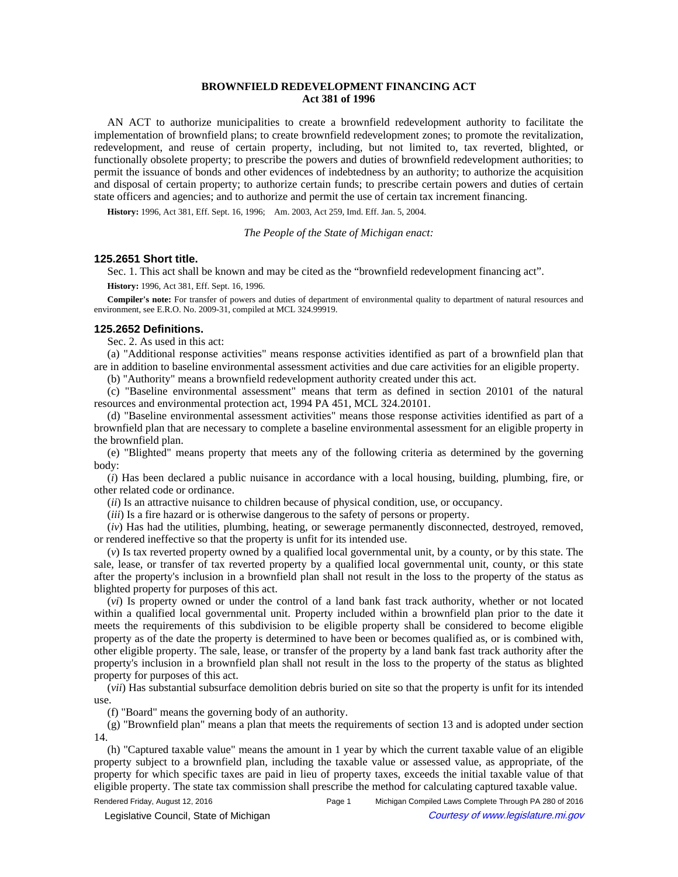# BROWNFIELD REDEVELOPMENT FINANCING ACT
## Act 381 of 1996

AN ACT to authorize municipalities to create a brownfield redevelopment authority to facilitate the implementation of brownfield plans; to create brownfield redevelopment zones; to promote the revitalization, redevelopment, and reuse of certain property, including, but not limited to, tax reverted, blighted, or functionally obsolete property; to prescribe the powers and duties of brownfield redevelopment authorities; to permit the issuance of bonds and other evidences of indebtedness by an authority; to authorize the acquisition and disposal of certain property; to authorize certain funds; to prescribe certain powers and duties of certain state officers and agencies; and to authorize and permit the use of certain tax increment financing.

**History:** 1996, Act 381, Eff. Sept. 16, 1996; Am. 2003, Act 259, Imd. Eff. Jan. 5, 2004.

*The People of the State of Michigan enact:*

### 125.2651 Short title.

Sec. 1. This act shall be known and may be cited as the "brownfield redevelopment financing act".

**History:** 1996, Act 381, Eff. Sept. 16, 1996.

**Compiler's note:** For transfer of powers and duties of department of environmental quality to department of natural resources and environment, see E.R.O. No. 2009-31, compiled at MCL 324.99919.

### 125.2652 Definitions.

Sec. 2. As used in this act:

(a) "Additional response activities" means response activities identified as part of a brownfield plan that are in addition to baseline environmental assessment activities and due care activities for an eligible property.

(b) "Authority" means a brownfield redevelopment authority created under this act.

(c) "Baseline environmental assessment" means that term as defined in section 20101 of the natural resources and environmental protection act, 1994 PA 451, MCL 324.20101.

(d) "Baseline environmental assessment activities" means those response activities identified as part of a brownfield plan that are necessary to complete a baseline environmental assessment for an eligible property in the brownfield plan.

(e) "Blighted" means property that meets any of the following criteria as determined by the governing body:

(*i*) Has been declared a public nuisance in accordance with a local housing, building, plumbing, fire, or other related code or ordinance.

(*ii*) Is an attractive nuisance to children because of physical condition, use, or occupancy.

(*iii*) Is a fire hazard or is otherwise dangerous to the safety of persons or property.

(*iv*) Has had the utilities, plumbing, heating, or sewerage permanently disconnected, destroyed, removed, or rendered ineffective so that the property is unfit for its intended use.

(*v*) Is tax reverted property owned by a qualified local governmental unit, by a county, or by this state. The sale, lease, or transfer of tax reverted property by a qualified local governmental unit, county, or this state after the property's inclusion in a brownfield plan shall not result in the loss to the property of the status as blighted property for purposes of this act.

(*vi*) Is property owned or under the control of a land bank fast track authority, whether or not located within a qualified local governmental unit. Property included within a brownfield plan prior to the date it meets the requirements of this subdivision to be eligible property shall be considered to become eligible property as of the date the property is determined to have been or becomes qualified as, or is combined with, other eligible property. The sale, lease, or transfer of the property by a land bank fast track authority after the property's inclusion in a brownfield plan shall not result in the loss to the property of the status as blighted property for purposes of this act.

(*vii*) Has substantial subsurface demolition debris buried on site so that the property is unfit for its intended use.

(f) "Board" means the governing body of an authority.

(g) "Brownfield plan" means a plan that meets the requirements of section 13 and is adopted under section 14.

(h) "Captured taxable value" means the amount in 1 year by which the current taxable value of an eligible property subject to a brownfield plan, including the taxable value or assessed value, as appropriate, of the property for which specific taxes are paid in lieu of property taxes, exceeds the initial taxable value of that eligible property. The state tax commission shall prescribe the method for calculating captured taxable value.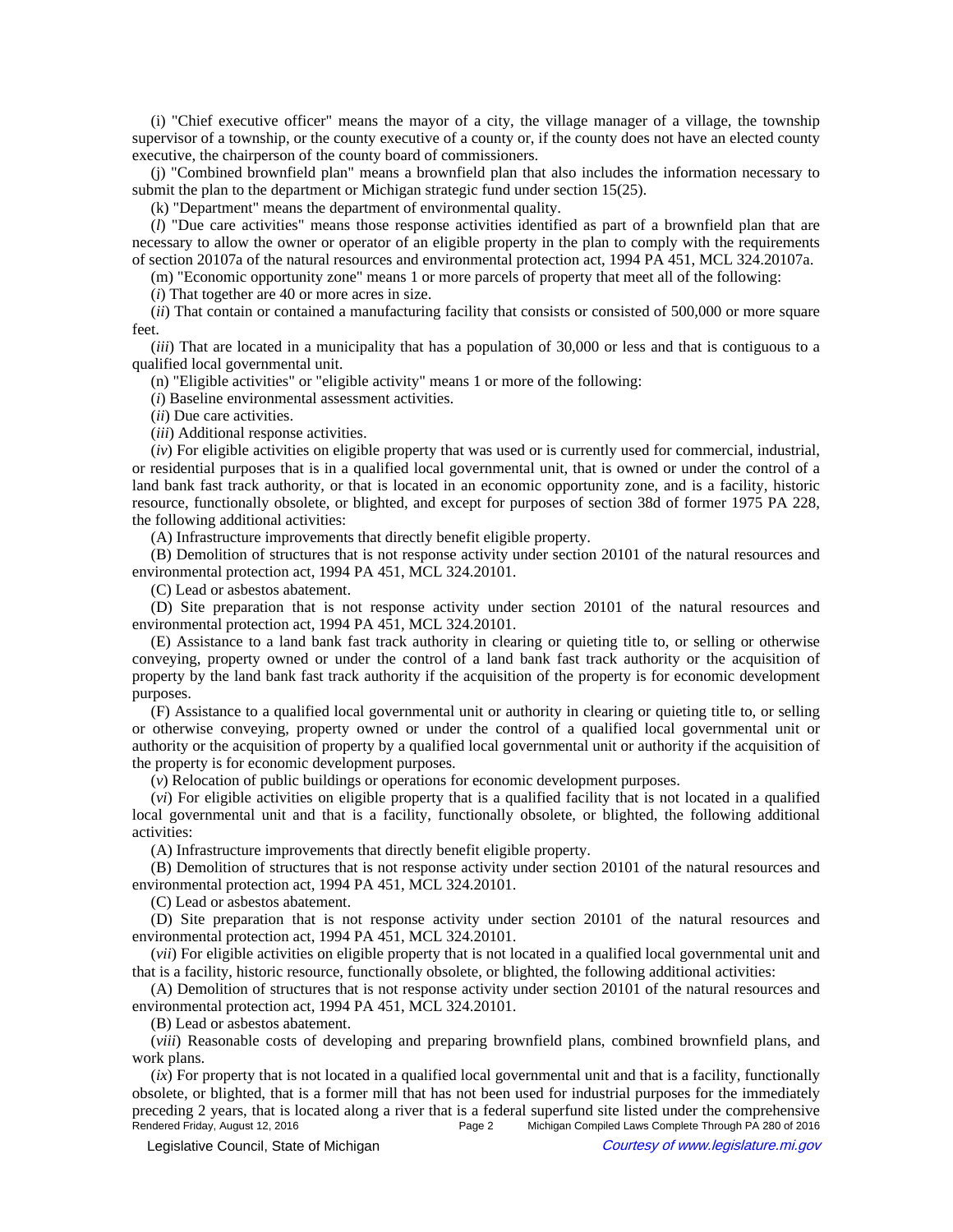(i) "Chief executive officer" means the mayor of a city, the village manager of a village, the township supervisor of a township, or the county executive of a county or, if the county does not have an elected county executive, the chairperson of the county board of commissioners.

(j) "Combined brownfield plan" means a brownfield plan that also includes the information necessary to submit the plan to the department or Michigan strategic fund under section 15(25).

(k) "Department" means the department of environmental quality.

(*l*) "Due care activities" means those response activities identified as part of a brownfield plan that are necessary to allow the owner or operator of an eligible property in the plan to comply with the requirements of section 20107a of the natural resources and environmental protection act, 1994 PA 451, MCL 324.20107a.

(m) "Economic opportunity zone" means 1 or more parcels of property that meet all of the following:

(*i*) That together are 40 or more acres in size.

(*ii*) That contain or contained a manufacturing facility that consists or consisted of 500,000 or more square feet.

(*iii*) That are located in a municipality that has a population of 30,000 or less and that is contiguous to a qualified local governmental unit.

(n) "Eligible activities" or "eligible activity" means 1 or more of the following:

(*i*) Baseline environmental assessment activities.

(*ii*) Due care activities.

(*iii*) Additional response activities.

(*iv*) For eligible activities on eligible property that was used or is currently used for commercial, industrial, or residential purposes that is in a qualified local governmental unit, that is owned or under the control of a land bank fast track authority, or that is located in an economic opportunity zone, and is a facility, historic resource, functionally obsolete, or blighted, and except for purposes of section 38d of former 1975 PA 228, the following additional activities:

(A) Infrastructure improvements that directly benefit eligible property.

(B) Demolition of structures that is not response activity under section 20101 of the natural resources and environmental protection act, 1994 PA 451, MCL 324.20101.

(C) Lead or asbestos abatement.

(D) Site preparation that is not response activity under section 20101 of the natural resources and environmental protection act, 1994 PA 451, MCL 324.20101.

(E) Assistance to a land bank fast track authority in clearing or quieting title to, or selling or otherwise conveying, property owned or under the control of a land bank fast track authority or the acquisition of property by the land bank fast track authority if the acquisition of the property is for economic development purposes.

(F) Assistance to a qualified local governmental unit or authority in clearing or quieting title to, or selling or otherwise conveying, property owned or under the control of a qualified local governmental unit or authority or the acquisition of property by a qualified local governmental unit or authority if the acquisition of the property is for economic development purposes.

(*v*) Relocation of public buildings or operations for economic development purposes.

(*vi*) For eligible activities on eligible property that is a qualified facility that is not located in a qualified local governmental unit and that is a facility, functionally obsolete, or blighted, the following additional activities:

(A) Infrastructure improvements that directly benefit eligible property.

(B) Demolition of structures that is not response activity under section 20101 of the natural resources and environmental protection act, 1994 PA 451, MCL 324.20101.

(C) Lead or asbestos abatement.

(D) Site preparation that is not response activity under section 20101 of the natural resources and environmental protection act, 1994 PA 451, MCL 324.20101.

(*vii*) For eligible activities on eligible property that is not located in a qualified local governmental unit and that is a facility, historic resource, functionally obsolete, or blighted, the following additional activities:

(A) Demolition of structures that is not response activity under section 20101 of the natural resources and environmental protection act, 1994 PA 451, MCL 324.20101.

(B) Lead or asbestos abatement.

(*viii*) Reasonable costs of developing and preparing brownfield plans, combined brownfield plans, and work plans.

(*ix*) For property that is not located in a qualified local governmental unit and that is a facility, functionally obsolete, or blighted, that is a former mill that has not been used for industrial purposes for the immediately preceding 2 years, that is located along a river that is a federal superfund site listed under the comprehensive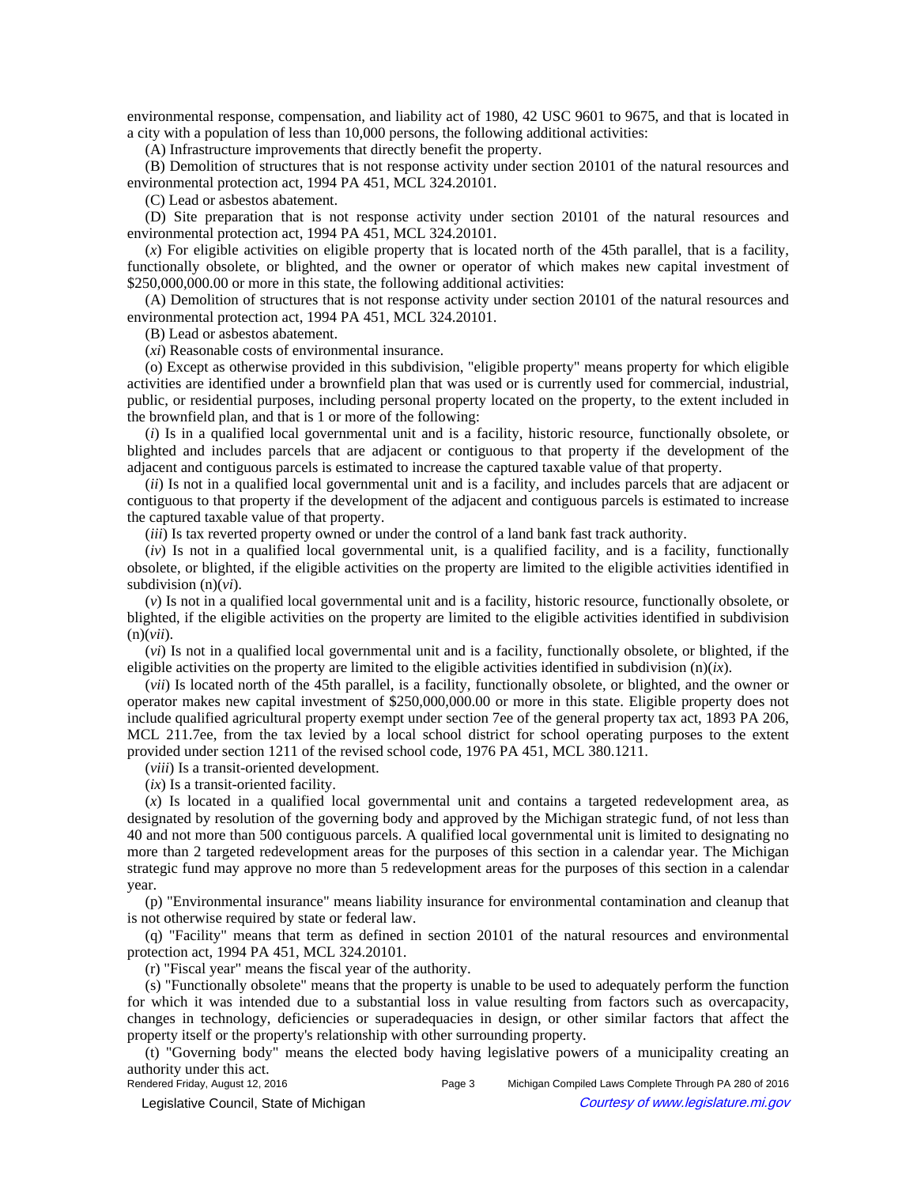environmental response, compensation, and liability act of 1980, 42 USC 9601 to 9675, and that is located in a city with a population of less than 10,000 persons, the following additional activities:

(A) Infrastructure improvements that directly benefit the property.

(B) Demolition of structures that is not response activity under section 20101 of the natural resources and environmental protection act, 1994 PA 451, MCL 324.20101.

(C) Lead or asbestos abatement.

(D) Site preparation that is not response activity under section 20101 of the natural resources and environmental protection act, 1994 PA 451, MCL 324.20101.

(*x*) For eligible activities on eligible property that is located north of the 45th parallel, that is a facility, functionally obsolete, or blighted, and the owner or operator of which makes new capital investment of $250,000,000.00 or more in this state, the following additional activities:

(A) Demolition of structures that is not response activity under section 20101 of the natural resources and environmental protection act, 1994 PA 451, MCL 324.20101.

(B) Lead or asbestos abatement.

(*xi*) Reasonable costs of environmental insurance.

(o) Except as otherwise provided in this subdivision, "eligible property" means property for which eligible activities are identified under a brownfield plan that was used or is currently used for commercial, industrial, public, or residential purposes, including personal property located on the property, to the extent included in the brownfield plan, and that is 1 or more of the following:

(*i*) Is in a qualified local governmental unit and is a facility, historic resource, functionally obsolete, or blighted and includes parcels that are adjacent or contiguous to that property if the development of the adjacent and contiguous parcels is estimated to increase the captured taxable value of that property.

(*ii*) Is not in a qualified local governmental unit and is a facility, and includes parcels that are adjacent or contiguous to that property if the development of the adjacent and contiguous parcels is estimated to increase the captured taxable value of that property.

(*iii*) Is tax reverted property owned or under the control of a land bank fast track authority.

(*iv*) Is not in a qualified local governmental unit, is a qualified facility, and is a facility, functionally obsolete, or blighted, if the eligible activities on the property are limited to the eligible activities identified in subdivision (n)(*vi*).

(*v*) Is not in a qualified local governmental unit and is a facility, historic resource, functionally obsolete, or blighted, if the eligible activities on the property are limited to the eligible activities identified in subdivision (n)(*vii*).

(*vi*) Is not in a qualified local governmental unit and is a facility, functionally obsolete, or blighted, if the eligible activities on the property are limited to the eligible activities identified in subdivision (n)(*ix*).

(*vii*) Is located north of the 45th parallel, is a facility, functionally obsolete, or blighted, and the owner or operator makes new capital investment of $250,000,000.00 or more in this state. Eligible property does not include qualified agricultural property exempt under section 7ee of the general property tax act, 1893 PA 206, MCL 211.7ee, from the tax levied by a local school district for school operating purposes to the extent provided under section 1211 of the revised school code, 1976 PA 451, MCL 380.1211.

(*viii*) Is a transit-oriented development.

(*ix*) Is a transit-oriented facility.

(*x*) Is located in a qualified local governmental unit and contains a targeted redevelopment area, as designated by resolution of the governing body and approved by the Michigan strategic fund, of not less than 40 and not more than 500 contiguous parcels. A qualified local governmental unit is limited to designating no more than 2 targeted redevelopment areas for the purposes of this section in a calendar year. The Michigan strategic fund may approve no more than 5 redevelopment areas for the purposes of this section in a calendar year.

(p) "Environmental insurance" means liability insurance for environmental contamination and cleanup that is not otherwise required by state or federal law.

(q) "Facility" means that term as defined in section 20101 of the natural resources and environmental protection act, 1994 PA 451, MCL 324.20101.

(r) "Fiscal year" means the fiscal year of the authority.

(s) "Functionally obsolete" means that the property is unable to be used to adequately perform the function for which it was intended due to a substantial loss in value resulting from factors such as overcapacity, changes in technology, deficiencies or superadequacies in design, or other similar factors that affect the property itself or the property's relationship with other surrounding property.

(t) "Governing body" means the elected body having legislative powers of a municipality creating an authority under this act.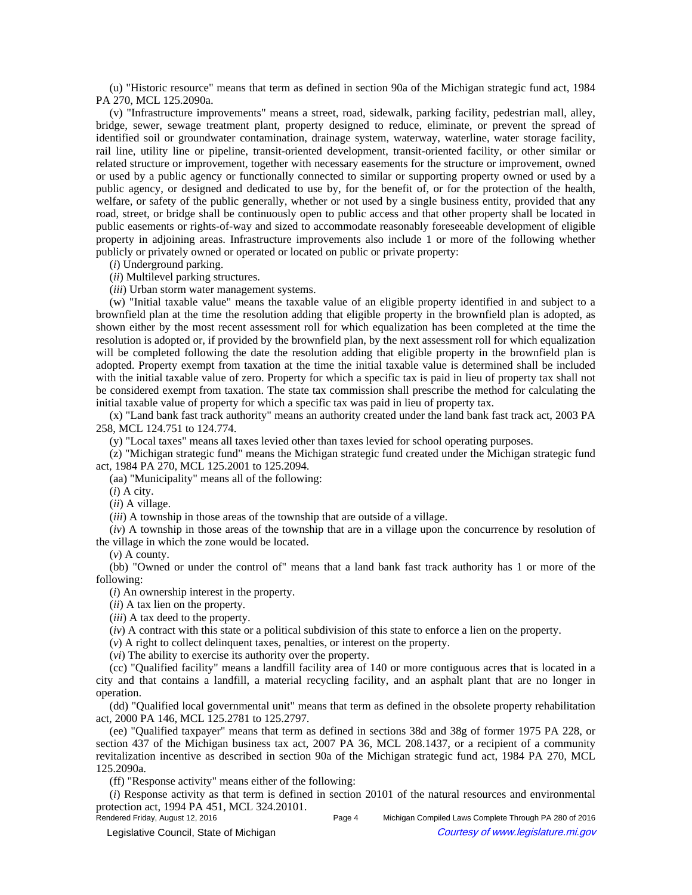(u) "Historic resource" means that term as defined in section 90a of the Michigan strategic fund act, 1984 PA 270, MCL 125.2090a.

(v) "Infrastructure improvements" means a street, road, sidewalk, parking facility, pedestrian mall, alley, bridge, sewer, sewage treatment plant, property designed to reduce, eliminate, or prevent the spread of identified soil or groundwater contamination, drainage system, waterway, waterline, water storage facility, rail line, utility line or pipeline, transit-oriented development, transit-oriented facility, or other similar or related structure or improvement, together with necessary easements for the structure or improvement, owned or used by a public agency or functionally connected to similar or supporting property owned or used by a public agency, or designed and dedicated to use by, for the benefit of, or for the protection of the health, welfare, or safety of the public generally, whether or not used by a single business entity, provided that any road, street, or bridge shall be continuously open to public access and that other property shall be located in public easements or rights-of-way and sized to accommodate reasonably foreseeable development of eligible property in adjoining areas. Infrastructure improvements also include 1 or more of the following whether publicly or privately owned or operated or located on public or private property:

(*i*) Underground parking.

(*ii*) Multilevel parking structures.

(*iii*) Urban storm water management systems.

(w) "Initial taxable value" means the taxable value of an eligible property identified in and subject to a brownfield plan at the time the resolution adding that eligible property in the brownfield plan is adopted, as shown either by the most recent assessment roll for which equalization has been completed at the time the resolution is adopted or, if provided by the brownfield plan, by the next assessment roll for which equalization will be completed following the date the resolution adding that eligible property in the brownfield plan is adopted. Property exempt from taxation at the time the initial taxable value is determined shall be included with the initial taxable value of zero. Property for which a specific tax is paid in lieu of property tax shall not be considered exempt from taxation. The state tax commission shall prescribe the method for calculating the initial taxable value of property for which a specific tax was paid in lieu of property tax.

(x) "Land bank fast track authority" means an authority created under the land bank fast track act, 2003 PA 258, MCL 124.751 to 124.774.

(y) "Local taxes" means all taxes levied other than taxes levied for school operating purposes.

(z) "Michigan strategic fund" means the Michigan strategic fund created under the Michigan strategic fund act, 1984 PA 270, MCL 125.2001 to 125.2094.

(aa) "Municipality" means all of the following:

(*i*) A city.

(*ii*) A village.

(*iii*) A township in those areas of the township that are outside of a village.

(*iv*) A township in those areas of the township that are in a village upon the concurrence by resolution of the village in which the zone would be located.

(*v*) A county.

(bb) "Owned or under the control of" means that a land bank fast track authority has 1 or more of the following:

(*i*) An ownership interest in the property.

(*ii*) A tax lien on the property.

(*iii*) A tax deed to the property.

(*iv*) A contract with this state or a political subdivision of this state to enforce a lien on the property.

(*v*) A right to collect delinquent taxes, penalties, or interest on the property.

(*vi*) The ability to exercise its authority over the property.

(cc) "Qualified facility" means a landfill facility area of 140 or more contiguous acres that is located in a city and that contains a landfill, a material recycling facility, and an asphalt plant that are no longer in operation.

(dd) "Qualified local governmental unit" means that term as defined in the obsolete property rehabilitation act, 2000 PA 146, MCL 125.2781 to 125.2797.

(ee) "Qualified taxpayer" means that term as defined in sections 38d and 38g of former 1975 PA 228, or section 437 of the Michigan business tax act, 2007 PA 36, MCL 208.1437, or a recipient of a community revitalization incentive as described in section 90a of the Michigan strategic fund act, 1984 PA 270, MCL 125.2090a.

(ff) "Response activity" means either of the following:

(*i*) Response activity as that term is defined in section 20101 of the natural resources and environmental protection act, 1994 PA 451, MCL 324.20101.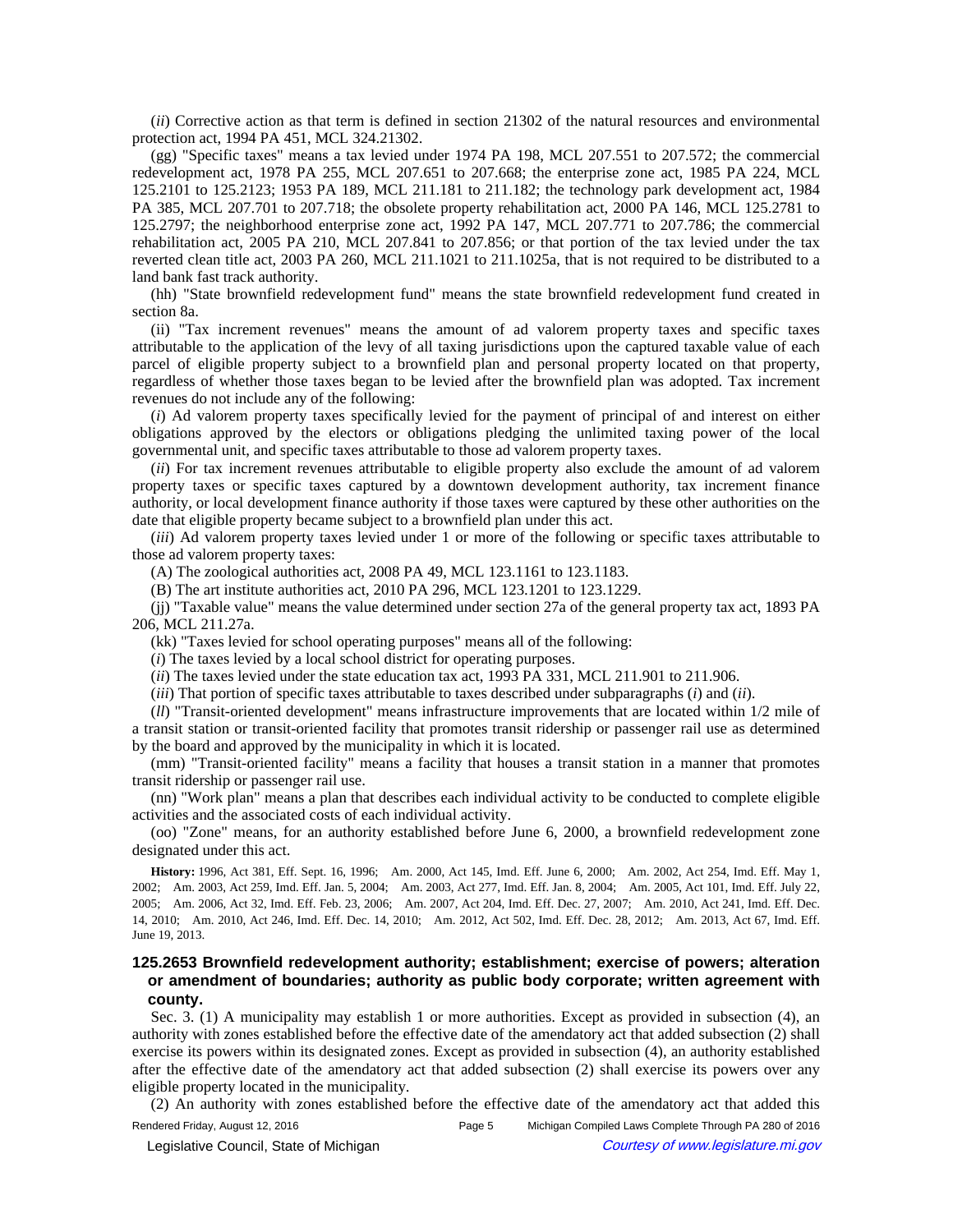(*ii*) Corrective action as that term is defined in section 21302 of the natural resources and environmental protection act, 1994 PA 451, MCL 324.21302.

(gg) "Specific taxes" means a tax levied under 1974 PA 198, MCL 207.551 to 207.572; the commercial redevelopment act, 1978 PA 255, MCL 207.651 to 207.668; the enterprise zone act, 1985 PA 224, MCL 125.2101 to 125.2123; 1953 PA 189, MCL 211.181 to 211.182; the technology park development act, 1984 PA 385, MCL 207.701 to 207.718; the obsolete property rehabilitation act, 2000 PA 146, MCL 125.2781 to 125.2797; the neighborhood enterprise zone act, 1992 PA 147, MCL 207.771 to 207.786; the commercial rehabilitation act, 2005 PA 210, MCL 207.841 to 207.856; or that portion of the tax levied under the tax reverted clean title act, 2003 PA 260, MCL 211.1021 to 211.1025a, that is not required to be distributed to a land bank fast track authority.

(hh) "State brownfield redevelopment fund" means the state brownfield redevelopment fund created in section 8a.

(ii) "Tax increment revenues" means the amount of ad valorem property taxes and specific taxes attributable to the application of the levy of all taxing jurisdictions upon the captured taxable value of each parcel of eligible property subject to a brownfield plan and personal property located on that property, regardless of whether those taxes began to be levied after the brownfield plan was adopted. Tax increment revenues do not include any of the following:

(*i*) Ad valorem property taxes specifically levied for the payment of principal of and interest on either obligations approved by the electors or obligations pledging the unlimited taxing power of the local governmental unit, and specific taxes attributable to those ad valorem property taxes.

(*ii*) For tax increment revenues attributable to eligible property also exclude the amount of ad valorem property taxes or specific taxes captured by a downtown development authority, tax increment finance authority, or local development finance authority if those taxes were captured by these other authorities on the date that eligible property became subject to a brownfield plan under this act.

(*iii*) Ad valorem property taxes levied under 1 or more of the following or specific taxes attributable to those ad valorem property taxes:

(A) The zoological authorities act, 2008 PA 49, MCL 123.1161 to 123.1183.

(B) The art institute authorities act, 2010 PA 296, MCL 123.1201 to 123.1229.

(jj) "Taxable value" means the value determined under section 27a of the general property tax act, 1893 PA 206, MCL 211.27a.

(kk) "Taxes levied for school operating purposes" means all of the following:

(*i*) The taxes levied by a local school district for operating purposes.

(*ii*) The taxes levied under the state education tax act, 1993 PA 331, MCL 211.901 to 211.906.

(*iii*) That portion of specific taxes attributable to taxes described under subparagraphs (*i*) and (*ii*).

(*ll*) "Transit-oriented development" means infrastructure improvements that are located within 1/2 mile of a transit station or transit-oriented facility that promotes transit ridership or passenger rail use as determined by the board and approved by the municipality in which it is located.

(mm) "Transit-oriented facility" means a facility that houses a transit station in a manner that promotes transit ridership or passenger rail use.

(nn) "Work plan" means a plan that describes each individual activity to be conducted to complete eligible activities and the associated costs of each individual activity.

(oo) "Zone" means, for an authority established before June 6, 2000, a brownfield redevelopment zone designated under this act.

**History:** 1996, Act 381, Eff. Sept. 16, 1996; Am. 2000, Act 145, Imd. Eff. June 6, 2000; Am. 2002, Act 254, Imd. Eff. May 1, 2002; Am. 2003, Act 259, Imd. Eff. Jan. 5, 2004; Am. 2003, Act 277, Imd. Eff. Jan. 8, 2004; Am. 2005, Act 101, Imd. Eff. July 22, 2005; Am. 2006, Act 32, Imd. Eff. Feb. 23, 2006; Am. 2007, Act 204, Imd. Eff. Dec. 27, 2007; Am. 2010, Act 241, Imd. Eff. Dec. 14, 2010; Am. 2010, Act 246, Imd. Eff. Dec. 14, 2010; Am. 2012, Act 502, Imd. Eff. Dec. 28, 2012; Am. 2013, Act 67, Imd. Eff. June 19, 2013.

### 125.2653 Brownfield redevelopment authority; establishment; exercise of powers; alteration or amendment of boundaries; authority as public body corporate; written agreement with county.

Sec. 3. (1) A municipality may establish 1 or more authorities. Except as provided in subsection (4), an authority with zones established before the effective date of the amendatory act that added subsection (2) shall exercise its powers within its designated zones. Except as provided in subsection (4), an authority established after the effective date of the amendatory act that added subsection (2) shall exercise its powers over any eligible property located in the municipality.

(2) An authority with zones established before the effective date of the amendatory act that added this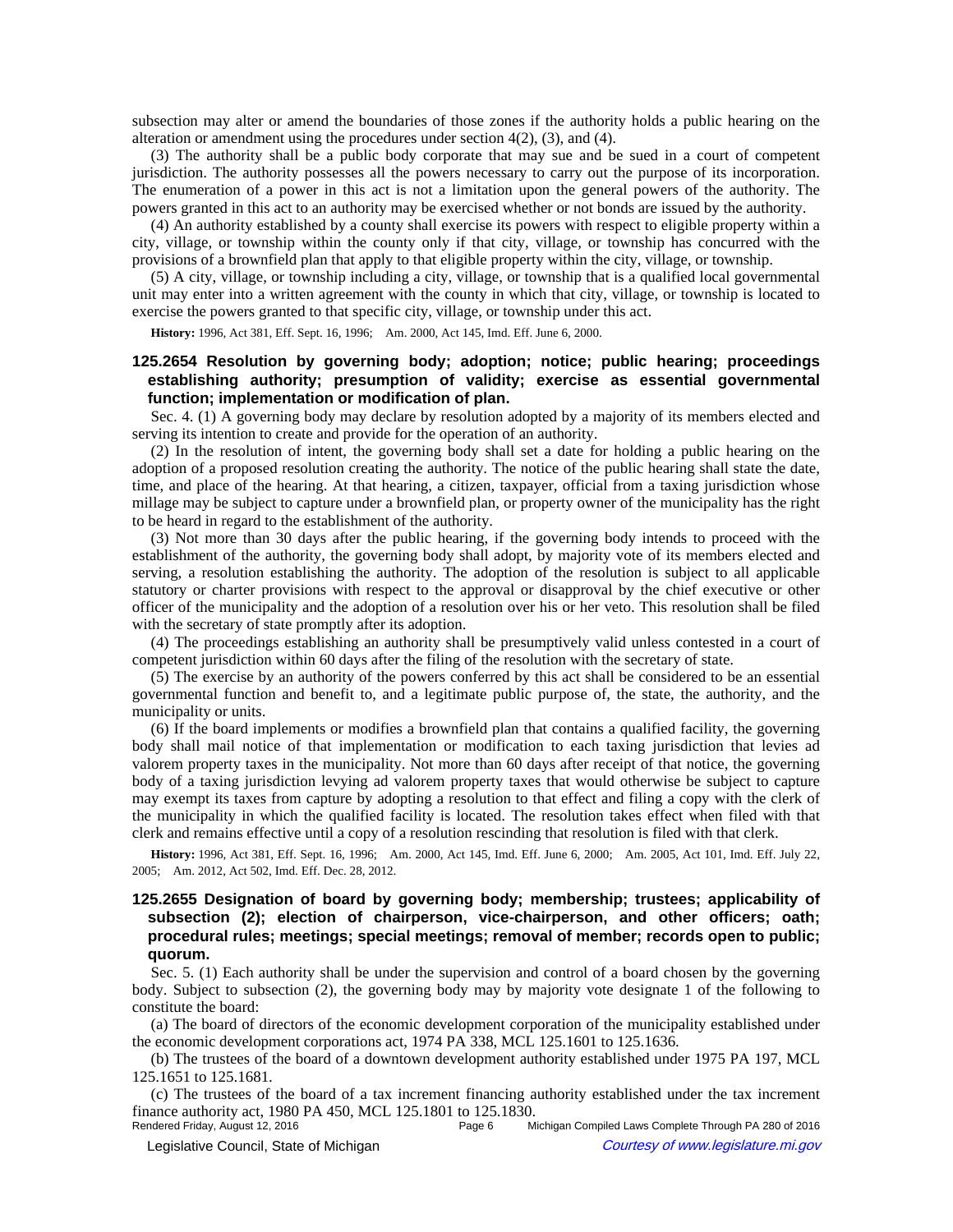subsection may alter or amend the boundaries of those zones if the authority holds a public hearing on the alteration or amendment using the procedures under section 4(2), (3), and (4).

(3) The authority shall be a public body corporate that may sue and be sued in a court of competent jurisdiction. The authority possesses all the powers necessary to carry out the purpose of its incorporation. The enumeration of a power in this act is not a limitation upon the general powers of the authority. The powers granted in this act to an authority may be exercised whether or not bonds are issued by the authority.

(4) An authority established by a county shall exercise its powers with respect to eligible property within a city, village, or township within the county only if that city, village, or township has concurred with the provisions of a brownfield plan that apply to that eligible property within the city, village, or township.

(5) A city, village, or township including a city, village, or township that is a qualified local governmental unit may enter into a written agreement with the county in which that city, village, or township is located to exercise the powers granted to that specific city, village, or township under this act.

**History:** 1996, Act 381, Eff. Sept. 16, 1996; Am. 2000, Act 145, Imd. Eff. June 6, 2000.

### 125.2654 Resolution by governing body; adoption; notice; public hearing; proceedings establishing authority; presumption of validity; exercise as essential governmental function; implementation or modification of plan.

Sec. 4. (1) A governing body may declare by resolution adopted by a majority of its members elected and serving its intention to create and provide for the operation of an authority.

(2) In the resolution of intent, the governing body shall set a date for holding a public hearing on the adoption of a proposed resolution creating the authority. The notice of the public hearing shall state the date, time, and place of the hearing. At that hearing, a citizen, taxpayer, official from a taxing jurisdiction whose millage may be subject to capture under a brownfield plan, or property owner of the municipality has the right to be heard in regard to the establishment of the authority.

(3) Not more than 30 days after the public hearing, if the governing body intends to proceed with the establishment of the authority, the governing body shall adopt, by majority vote of its members elected and serving, a resolution establishing the authority. The adoption of the resolution is subject to all applicable statutory or charter provisions with respect to the approval or disapproval by the chief executive or other officer of the municipality and the adoption of a resolution over his or her veto. This resolution shall be filed with the secretary of state promptly after its adoption.

(4) The proceedings establishing an authority shall be presumptively valid unless contested in a court of competent jurisdiction within 60 days after the filing of the resolution with the secretary of state.

(5) The exercise by an authority of the powers conferred by this act shall be considered to be an essential governmental function and benefit to, and a legitimate public purpose of, the state, the authority, and the municipality or units.

(6) If the board implements or modifies a brownfield plan that contains a qualified facility, the governing body shall mail notice of that implementation or modification to each taxing jurisdiction that levies ad valorem property taxes in the municipality. Not more than 60 days after receipt of that notice, the governing body of a taxing jurisdiction levying ad valorem property taxes that would otherwise be subject to capture may exempt its taxes from capture by adopting a resolution to that effect and filing a copy with the clerk of the municipality in which the qualified facility is located. The resolution takes effect when filed with that clerk and remains effective until a copy of a resolution rescinding that resolution is filed with that clerk.

**History:** 1996, Act 381, Eff. Sept. 16, 1996; Am. 2000, Act 145, Imd. Eff. June 6, 2000; Am. 2005, Act 101, Imd. Eff. July 22, 2005; Am. 2012, Act 502, Imd. Eff. Dec. 28, 2012.

### 125.2655 Designation of board by governing body; membership; trustees; applicability of subsection (2); election of chairperson, vice-chairperson, and other officers; oath; procedural rules; meetings; special meetings; removal of member; records open to public; quorum.

Sec. 5. (1) Each authority shall be under the supervision and control of a board chosen by the governing body. Subject to subsection (2), the governing body may by majority vote designate 1 of the following to constitute the board:

(a) The board of directors of the economic development corporation of the municipality established under the economic development corporations act, 1974 PA 338, MCL 125.1601 to 125.1636.

(b) The trustees of the board of a downtown development authority established under 1975 PA 197, MCL 125.1651 to 125.1681.

(c) The trustees of the board of a tax increment financing authority established under the tax increment finance authority act, 1980 PA 450, MCL 125.1801 to 125.1830.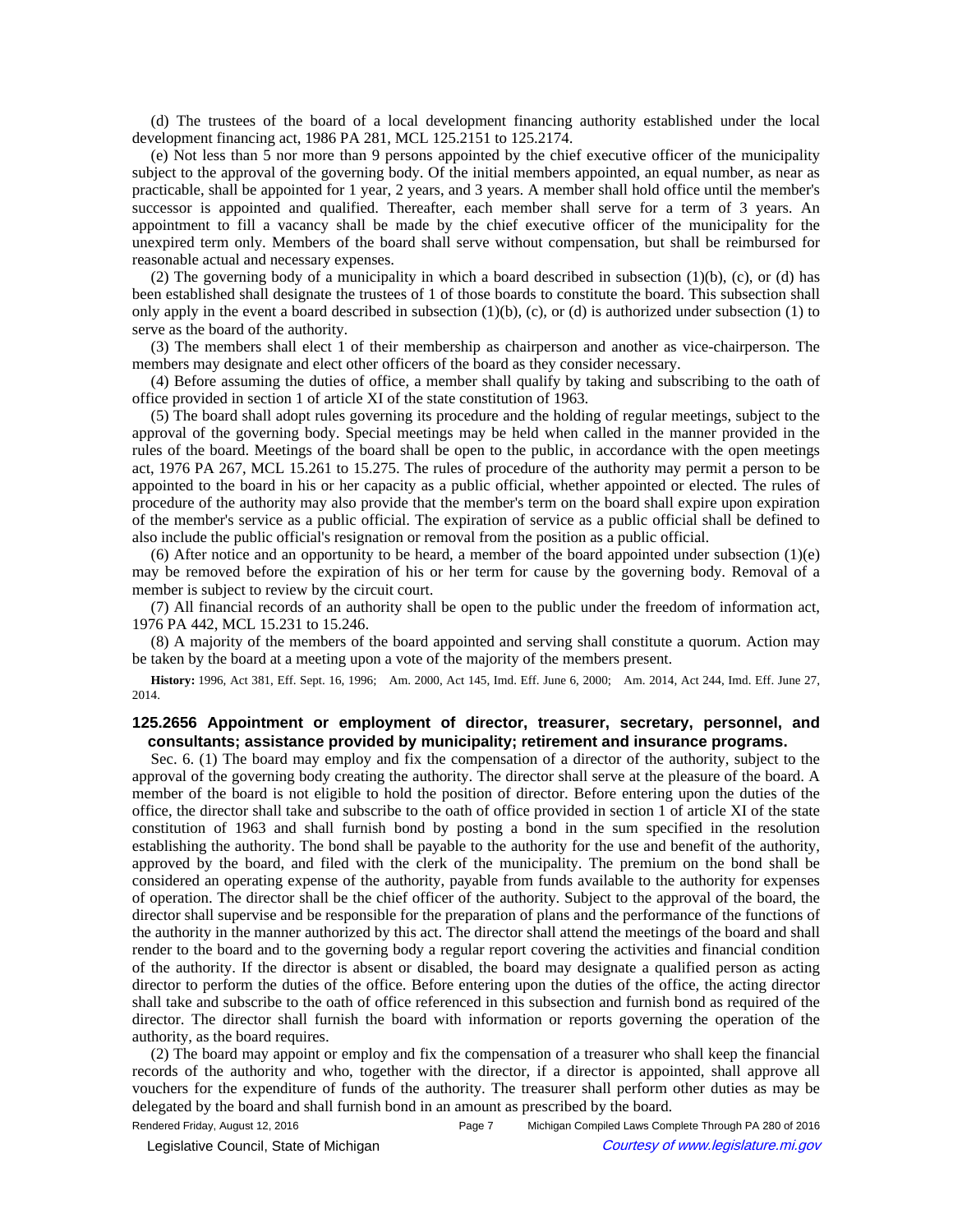(d) The trustees of the board of a local development financing authority established under the local development financing act, 1986 PA 281, MCL 125.2151 to 125.2174.

(e) Not less than 5 nor more than 9 persons appointed by the chief executive officer of the municipality subject to the approval of the governing body. Of the initial members appointed, an equal number, as near as practicable, shall be appointed for 1 year, 2 years, and 3 years. A member shall hold office until the member's successor is appointed and qualified. Thereafter, each member shall serve for a term of 3 years. An appointment to fill a vacancy shall be made by the chief executive officer of the municipality for the unexpired term only. Members of the board shall serve without compensation, but shall be reimbursed for reasonable actual and necessary expenses.

(2) The governing body of a municipality in which a board described in subsection (1)(b), (c), or (d) has been established shall designate the trustees of 1 of those boards to constitute the board. This subsection shall only apply in the event a board described in subsection (1)(b), (c), or (d) is authorized under subsection (1) to serve as the board of the authority.

(3) The members shall elect 1 of their membership as chairperson and another as vice-chairperson. The members may designate and elect other officers of the board as they consider necessary.

(4) Before assuming the duties of office, a member shall qualify by taking and subscribing to the oath of office provided in section 1 of article XI of the state constitution of 1963.

(5) The board shall adopt rules governing its procedure and the holding of regular meetings, subject to the approval of the governing body. Special meetings may be held when called in the manner provided in the rules of the board. Meetings of the board shall be open to the public, in accordance with the open meetings act, 1976 PA 267, MCL 15.261 to 15.275. The rules of procedure of the authority may permit a person to be appointed to the board in his or her capacity as a public official, whether appointed or elected. The rules of procedure of the authority may also provide that the member's term on the board shall expire upon expiration of the member's service as a public official. The expiration of service as a public official shall be defined to also include the public official's resignation or removal from the position as a public official.

(6) After notice and an opportunity to be heard, a member of the board appointed under subsection (1)(e) may be removed before the expiration of his or her term for cause by the governing body. Removal of a member is subject to review by the circuit court.

(7) All financial records of an authority shall be open to the public under the freedom of information act, 1976 PA 442, MCL 15.231 to 15.246.

(8) A majority of the members of the board appointed and serving shall constitute a quorum. Action may be taken by the board at a meeting upon a vote of the majority of the members present.

**History:** 1996, Act 381, Eff. Sept. 16, 1996; Am. 2000, Act 145, Imd. Eff. June 6, 2000; Am. 2014, Act 244, Imd. Eff. June 27, 2014.

### 125.2656 Appointment or employment of director, treasurer, secretary, personnel, and consultants; assistance provided by municipality; retirement and insurance programs.

Sec. 6. (1) The board may employ and fix the compensation of a director of the authority, subject to the approval of the governing body creating the authority. The director shall serve at the pleasure of the board. A member of the board is not eligible to hold the position of director. Before entering upon the duties of the office, the director shall take and subscribe to the oath of office provided in section 1 of article XI of the state constitution of 1963 and shall furnish bond by posting a bond in the sum specified in the resolution establishing the authority. The bond shall be payable to the authority for the use and benefit of the authority, approved by the board, and filed with the clerk of the municipality. The premium on the bond shall be considered an operating expense of the authority, payable from funds available to the authority for expenses of operation. The director shall be the chief officer of the authority. Subject to the approval of the board, the director shall supervise and be responsible for the preparation of plans and the performance of the functions of the authority in the manner authorized by this act. The director shall attend the meetings of the board and shall render to the board and to the governing body a regular report covering the activities and financial condition of the authority. If the director is absent or disabled, the board may designate a qualified person as acting director to perform the duties of the office. Before entering upon the duties of the office, the acting director shall take and subscribe to the oath of office referenced in this subsection and furnish bond as required of the director. The director shall furnish the board with information or reports governing the operation of the authority, as the board requires.

(2) The board may appoint or employ and fix the compensation of a treasurer who shall keep the financial records of the authority and who, together with the director, if a director is appointed, shall approve all vouchers for the expenditure of funds of the authority. The treasurer shall perform other duties as may be delegated by the board and shall furnish bond in an amount as prescribed by the board.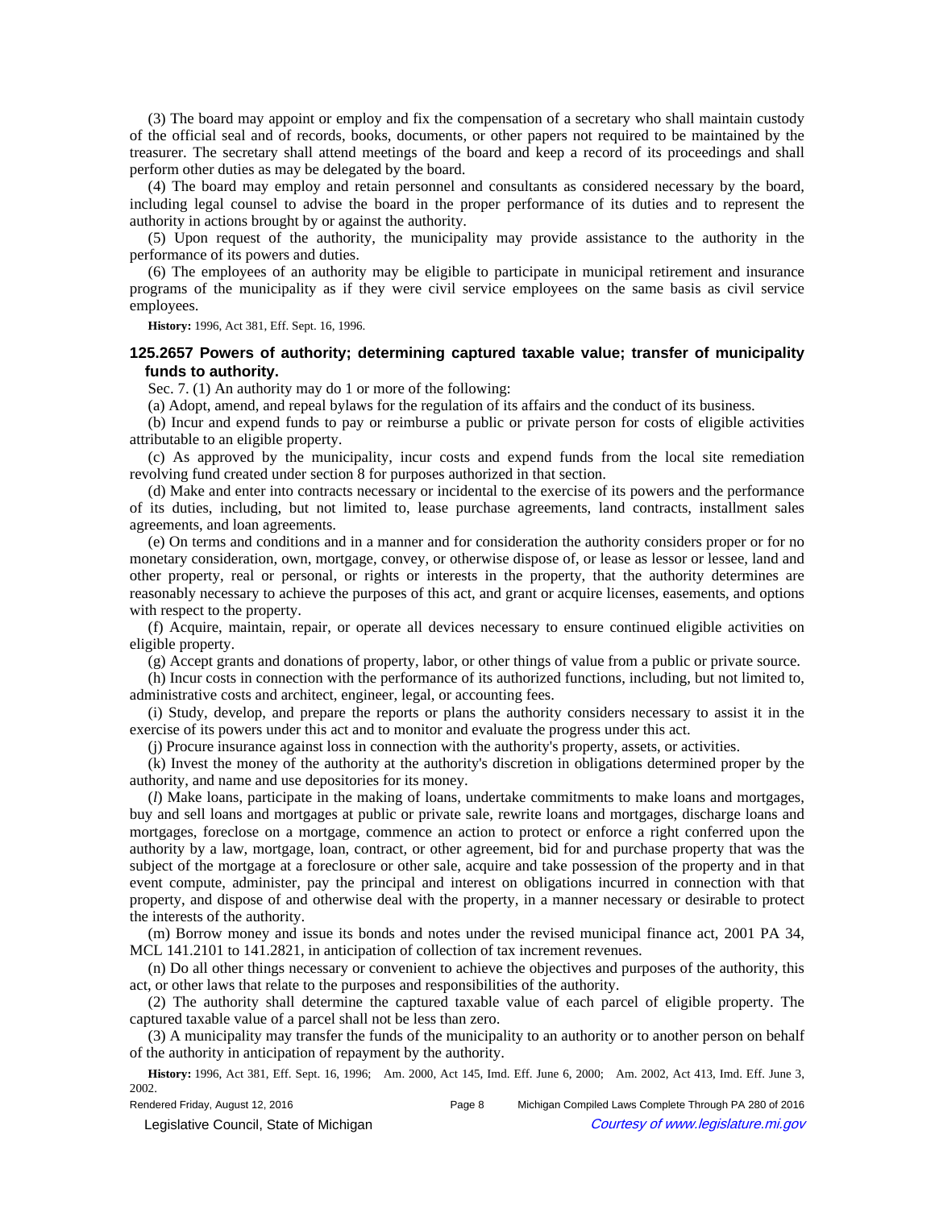(3) The board may appoint or employ and fix the compensation of a secretary who shall maintain custody of the official seal and of records, books, documents, or other papers not required to be maintained by the treasurer. The secretary shall attend meetings of the board and keep a record of its proceedings and shall perform other duties as may be delegated by the board.

(4) The board may employ and retain personnel and consultants as considered necessary by the board, including legal counsel to advise the board in the proper performance of its duties and to represent the authority in actions brought by or against the authority.

(5) Upon request of the authority, the municipality may provide assistance to the authority in the performance of its powers and duties.

(6) The employees of an authority may be eligible to participate in municipal retirement and insurance programs of the municipality as if they were civil service employees on the same basis as civil service employees.

**History:** 1996, Act 381, Eff. Sept. 16, 1996.

### 125.2657 Powers of authority; determining captured taxable value; transfer of municipality funds to authority.

Sec. 7. (1) An authority may do 1 or more of the following:

(a) Adopt, amend, and repeal bylaws for the regulation of its affairs and the conduct of its business.

(b) Incur and expend funds to pay or reimburse a public or private person for costs of eligible activities attributable to an eligible property.

(c) As approved by the municipality, incur costs and expend funds from the local site remediation revolving fund created under section 8 for purposes authorized in that section.

(d) Make and enter into contracts necessary or incidental to the exercise of its powers and the performance of its duties, including, but not limited to, lease purchase agreements, land contracts, installment sales agreements, and loan agreements.

(e) On terms and conditions and in a manner and for consideration the authority considers proper or for no monetary consideration, own, mortgage, convey, or otherwise dispose of, or lease as lessor or lessee, land and other property, real or personal, or rights or interests in the property, that the authority determines are reasonably necessary to achieve the purposes of this act, and grant or acquire licenses, easements, and options with respect to the property.

(f) Acquire, maintain, repair, or operate all devices necessary to ensure continued eligible activities on eligible property.

(g) Accept grants and donations of property, labor, or other things of value from a public or private source.

(h) Incur costs in connection with the performance of its authorized functions, including, but not limited to, administrative costs and architect, engineer, legal, or accounting fees.

(i) Study, develop, and prepare the reports or plans the authority considers necessary to assist it in the exercise of its powers under this act and to monitor and evaluate the progress under this act.

(j) Procure insurance against loss in connection with the authority's property, assets, or activities.

(k) Invest the money of the authority at the authority's discretion in obligations determined proper by the authority, and name and use depositories for its money.

(*l*) Make loans, participate in the making of loans, undertake commitments to make loans and mortgages, buy and sell loans and mortgages at public or private sale, rewrite loans and mortgages, discharge loans and mortgages, foreclose on a mortgage, commence an action to protect or enforce a right conferred upon the authority by a law, mortgage, loan, contract, or other agreement, bid for and purchase property that was the subject of the mortgage at a foreclosure or other sale, acquire and take possession of the property and in that event compute, administer, pay the principal and interest on obligations incurred in connection with that property, and dispose of and otherwise deal with the property, in a manner necessary or desirable to protect the interests of the authority.

(m) Borrow money and issue its bonds and notes under the revised municipal finance act, 2001 PA 34, MCL 141.2101 to 141.2821, in anticipation of collection of tax increment revenues.

(n) Do all other things necessary or convenient to achieve the objectives and purposes of the authority, this act, or other laws that relate to the purposes and responsibilities of the authority.

(2) The authority shall determine the captured taxable value of each parcel of eligible property. The captured taxable value of a parcel shall not be less than zero.

(3) A municipality may transfer the funds of the municipality to an authority or to another person on behalf of the authority in anticipation of repayment by the authority.

**History:** 1996, Act 381, Eff. Sept. 16, 1996;—Am. 2000, Act 145, Imd. Eff. June 6, 2000;—Am. 2002, Act 413, Imd. Eff. June 3, 2002.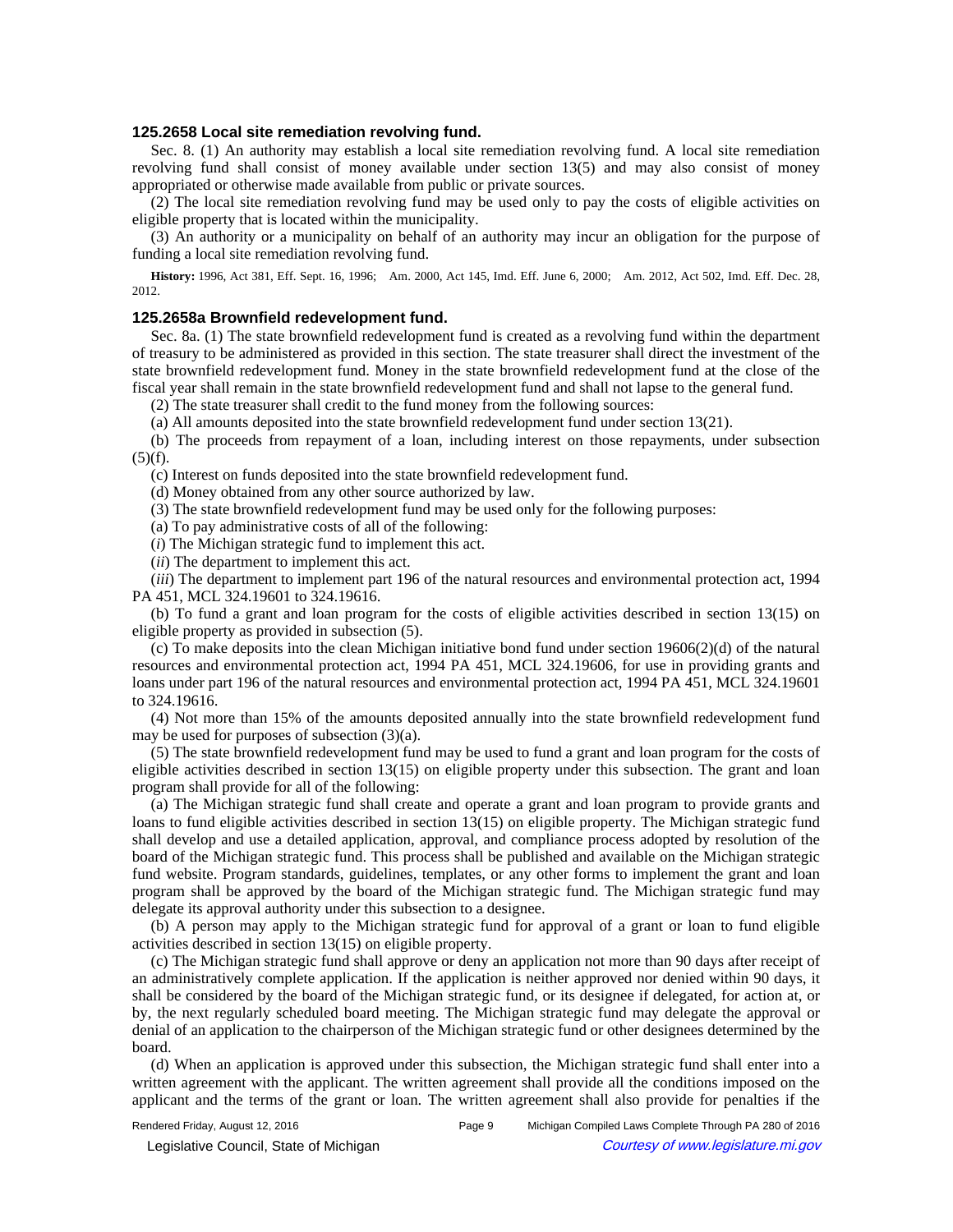### 125.2658 Local site remediation revolving fund.

Sec. 8. (1) An authority may establish a local site remediation revolving fund. A local site remediation revolving fund shall consist of money available under section 13(5) and may also consist of money appropriated or otherwise made available from public or private sources.

(2) The local site remediation revolving fund may be used only to pay the costs of eligible activities on eligible property that is located within the municipality.

(3) An authority or a municipality on behalf of an authority may incur an obligation for the purpose of funding a local site remediation revolving fund.

**History:** 1996, Act 381, Eff. Sept. 16, 1996;—Am. 2000, Act 145, Imd. Eff. June 6, 2000;—Am. 2012, Act 502, Imd. Eff. Dec. 28, 2012.

### 125.2658a Brownfield redevelopment fund.

Sec. 8a. (1) The state brownfield redevelopment fund is created as a revolving fund within the department of treasury to be administered as provided in this section. The state treasurer shall direct the investment of the state brownfield redevelopment fund. Money in the state brownfield redevelopment fund at the close of the fiscal year shall remain in the state brownfield redevelopment fund and shall not lapse to the general fund.

(2) The state treasurer shall credit to the fund money from the following sources:

(a) All amounts deposited into the state brownfield redevelopment fund under section 13(21).

(b) The proceeds from repayment of a loan, including interest on those repayments, under subsection (5)(f).

(c) Interest on funds deposited into the state brownfield redevelopment fund.

(d) Money obtained from any other source authorized by law.

(3) The state brownfield redevelopment fund may be used only for the following purposes:

(a) To pay administrative costs of all of the following:

(*i*) The Michigan strategic fund to implement this act.

(*ii*) The department to implement this act.

(*iii*) The department to implement part 196 of the natural resources and environmental protection act, 1994 PA 451, MCL 324.19601 to 324.19616.

(b) To fund a grant and loan program for the costs of eligible activities described in section 13(15) on eligible property as provided in subsection (5).

(c) To make deposits into the clean Michigan initiative bond fund under section 19606(2)(d) of the natural resources and environmental protection act, 1994 PA 451, MCL 324.19606, for use in providing grants and loans under part 196 of the natural resources and environmental protection act, 1994 PA 451, MCL 324.19601 to 324.19616.

(4) Not more than 15% of the amounts deposited annually into the state brownfield redevelopment fund may be used for purposes of subsection (3)(a).

(5) The state brownfield redevelopment fund may be used to fund a grant and loan program for the costs of eligible activities described in section 13(15) on eligible property under this subsection. The grant and loan program shall provide for all of the following:

(a) The Michigan strategic fund shall create and operate a grant and loan program to provide grants and loans to fund eligible activities described in section 13(15) on eligible property. The Michigan strategic fund shall develop and use a detailed application, approval, and compliance process adopted by resolution of the board of the Michigan strategic fund. This process shall be published and available on the Michigan strategic fund website. Program standards, guidelines, templates, or any other forms to implement the grant and loan program shall be approved by the board of the Michigan strategic fund. The Michigan strategic fund may delegate its approval authority under this subsection to a designee.

(b) A person may apply to the Michigan strategic fund for approval of a grant or loan to fund eligible activities described in section 13(15) on eligible property.

(c) The Michigan strategic fund shall approve or deny an application not more than 90 days after receipt of an administratively complete application. If the application is neither approved nor denied within 90 days, it shall be considered by the board of the Michigan strategic fund, or its designee if delegated, for action at, or by, the next regularly scheduled board meeting. The Michigan strategic fund may delegate the approval or denial of an application to the chairperson of the Michigan strategic fund or other designees determined by the board.

(d) When an application is approved under this subsection, the Michigan strategic fund shall enter into a written agreement with the applicant. The written agreement shall provide all the conditions imposed on the applicant and the terms of the grant or loan. The written agreement shall also provide for penalties if the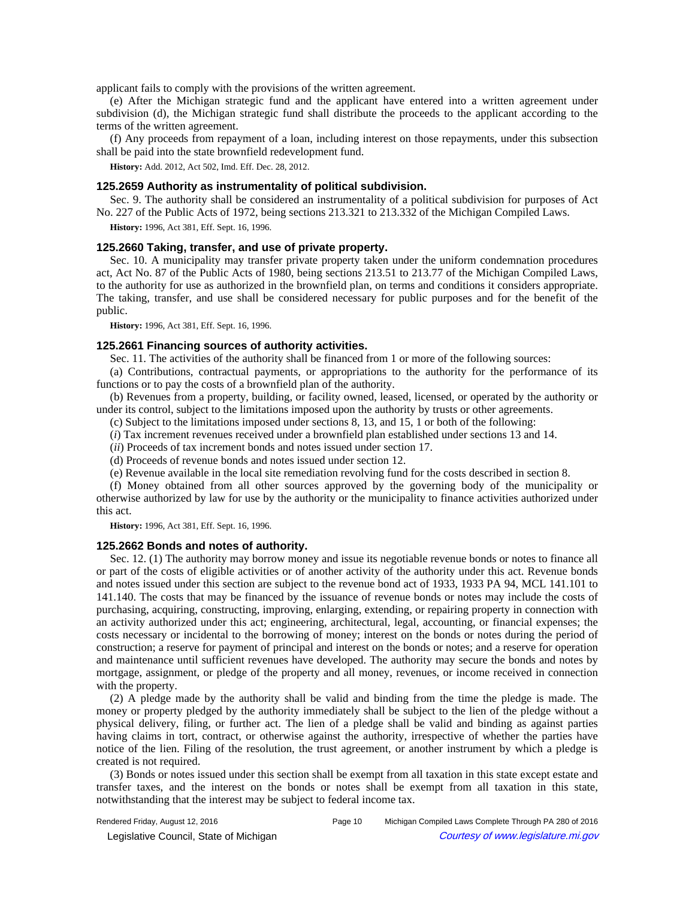applicant fails to comply with the provisions of the written agreement.

(e) After the Michigan strategic fund and the applicant have entered into a written agreement under subdivision (d), the Michigan strategic fund shall distribute the proceeds to the applicant according to the terms of the written agreement.

(f) Any proceeds from repayment of a loan, including interest on those repayments, under this subsection shall be paid into the state brownfield redevelopment fund.

**History:** Add. 2012, Act 502, Imd. Eff. Dec. 28, 2012.

### 125.2659 Authority as instrumentality of political subdivision.

Sec. 9. The authority shall be considered an instrumentality of a political subdivision for purposes of Act No. 227 of the Public Acts of 1972, being sections 213.321 to 213.332 of the Michigan Compiled Laws.

**History:** 1996, Act 381, Eff. Sept. 16, 1996.

### 125.2660 Taking, transfer, and use of private property.

Sec. 10. A municipality may transfer private property taken under the uniform condemnation procedures act, Act No. 87 of the Public Acts of 1980, being sections 213.51 to 213.77 of the Michigan Compiled Laws, to the authority for use as authorized in the brownfield plan, on terms and conditions it considers appropriate. The taking, transfer, and use shall be considered necessary for public purposes and for the benefit of the public.

**History:** 1996, Act 381, Eff. Sept. 16, 1996.

### 125.2661 Financing sources of authority activities.

Sec. 11. The activities of the authority shall be financed from 1 or more of the following sources:

(a) Contributions, contractual payments, or appropriations to the authority for the performance of its functions or to pay the costs of a brownfield plan of the authority.

(b) Revenues from a property, building, or facility owned, leased, licensed, or operated by the authority or under its control, subject to the limitations imposed upon the authority by trusts or other agreements.

(c) Subject to the limitations imposed under sections 8, 13, and 15, 1 or both of the following:

(*i*) Tax increment revenues received under a brownfield plan established under sections 13 and 14.

(*ii*) Proceeds of tax increment bonds and notes issued under section 17.

(d) Proceeds of revenue bonds and notes issued under section 12.

(e) Revenue available in the local site remediation revolving fund for the costs described in section 8.

(f) Money obtained from all other sources approved by the governing body of the municipality or otherwise authorized by law for use by the authority or the municipality to finance activities authorized under this act.

**History:** 1996, Act 381, Eff. Sept. 16, 1996.

### 125.2662 Bonds and notes of authority.

Sec. 12. (1) The authority may borrow money and issue its negotiable revenue bonds or notes to finance all or part of the costs of eligible activities or of another activity of the authority under this act. Revenue bonds and notes issued under this section are subject to the revenue bond act of 1933, 1933 PA 94, MCL 141.101 to 141.140. The costs that may be financed by the issuance of revenue bonds or notes may include the costs of purchasing, acquiring, constructing, improving, enlarging, extending, or repairing property in connection with an activity authorized under this act; engineering, architectural, legal, accounting, or financial expenses; the costs necessary or incidental to the borrowing of money; interest on the bonds or notes during the period of construction; a reserve for payment of principal and interest on the bonds or notes; and a reserve for operation and maintenance until sufficient revenues have developed. The authority may secure the bonds and notes by mortgage, assignment, or pledge of the property and all money, revenues, or income received in connection with the property.

(2) A pledge made by the authority shall be valid and binding from the time the pledge is made. The money or property pledged by the authority immediately shall be subject to the lien of the pledge without a physical delivery, filing, or further act. The lien of a pledge shall be valid and binding as against parties having claims in tort, contract, or otherwise against the authority, irrespective of whether the parties have notice of the lien. Filing of the resolution, the trust agreement, or another instrument by which a pledge is created is not required.

(3) Bonds or notes issued under this section shall be exempt from all taxation in this state except estate and transfer taxes, and the interest on the bonds or notes shall be exempt from all taxation in this state, notwithstanding that the interest may be subject to federal income tax.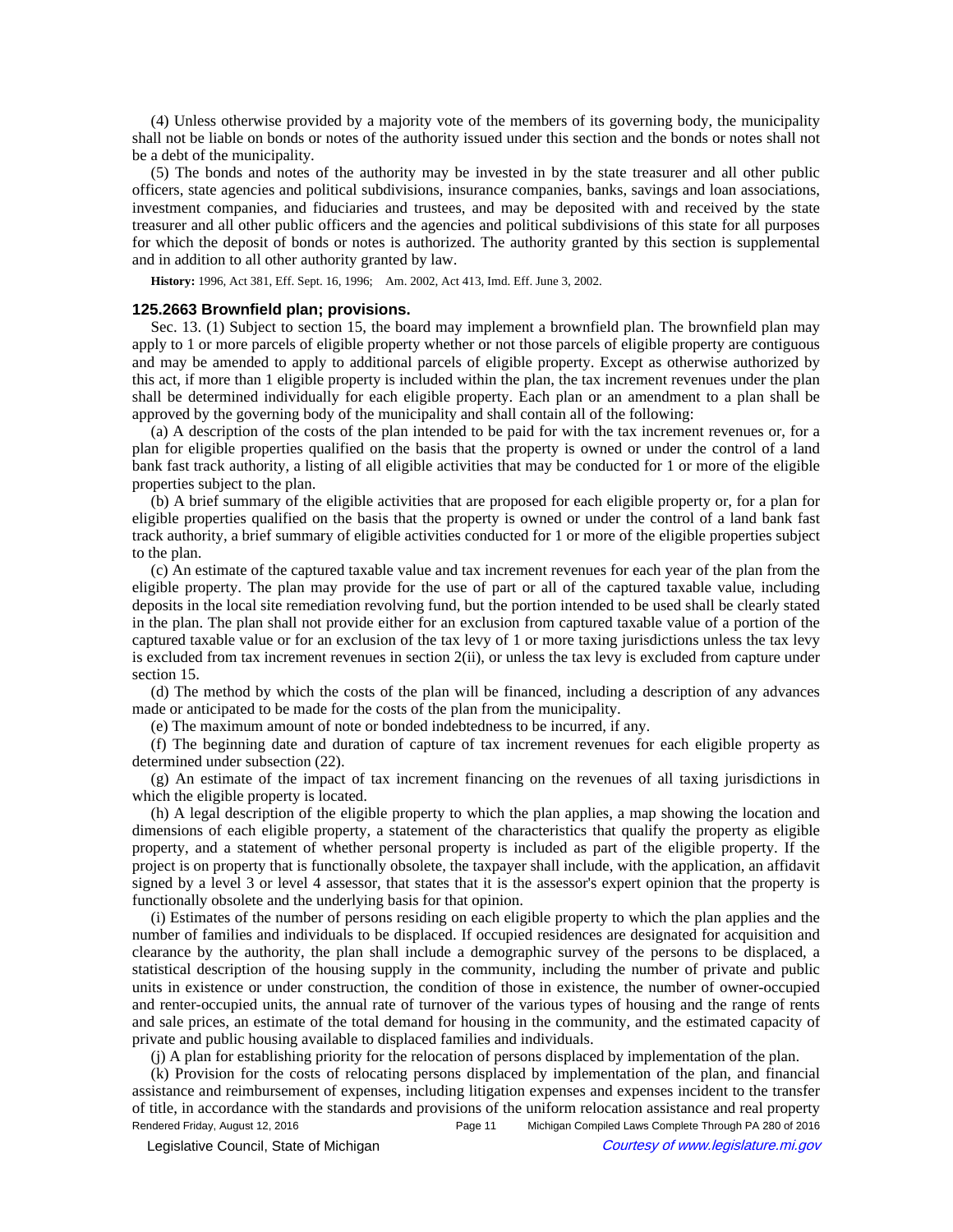(4) Unless otherwise provided by a majority vote of the members of its governing body, the municipality shall not be liable on bonds or notes of the authority issued under this section and the bonds or notes shall not be a debt of the municipality.

(5) The bonds and notes of the authority may be invested in by the state treasurer and all other public officers, state agencies and political subdivisions, insurance companies, banks, savings and loan associations, investment companies, and fiduciaries and trustees, and may be deposited with and received by the state treasurer and all other public officers and the agencies and political subdivisions of this state for all purposes for which the deposit of bonds or notes is authorized. The authority granted by this section is supplemental and in addition to all other authority granted by law.

**History:** 1996, Act 381, Eff. Sept. 16, 1996;—Am. 2002, Act 413, Imd. Eff. June 3, 2002.

### 125.2663 Brownfield plan; provisions.

Sec. 13. (1) Subject to section 15, the board may implement a brownfield plan. The brownfield plan may apply to 1 or more parcels of eligible property whether or not those parcels of eligible property are contiguous and may be amended to apply to additional parcels of eligible property. Except as otherwise authorized by this act, if more than 1 eligible property is included within the plan, the tax increment revenues under the plan shall be determined individually for each eligible property. Each plan or an amendment to a plan shall be approved by the governing body of the municipality and shall contain all of the following:

(a) A description of the costs of the plan intended to be paid for with the tax increment revenues or, for a plan for eligible properties qualified on the basis that the property is owned or under the control of a land bank fast track authority, a listing of all eligible activities that may be conducted for 1 or more of the eligible properties subject to the plan.

(b) A brief summary of the eligible activities that are proposed for each eligible property or, for a plan for eligible properties qualified on the basis that the property is owned or under the control of a land bank fast track authority, a brief summary of eligible activities conducted for 1 or more of the eligible properties subject to the plan.

(c) An estimate of the captured taxable value and tax increment revenues for each year of the plan from the eligible property. The plan may provide for the use of part or all of the captured taxable value, including deposits in the local site remediation revolving fund, but the portion intended to be used shall be clearly stated in the plan. The plan shall not provide either for an exclusion from captured taxable value of a portion of the captured taxable value or for an exclusion of the tax levy of 1 or more taxing jurisdictions unless the tax levy is excluded from tax increment revenues in section 2(ii), or unless the tax levy is excluded from capture under section 15.

(d) The method by which the costs of the plan will be financed, including a description of any advances made or anticipated to be made for the costs of the plan from the municipality.

(e) The maximum amount of note or bonded indebtedness to be incurred, if any.

(f) The beginning date and duration of capture of tax increment revenues for each eligible property as determined under subsection (22).

(g) An estimate of the impact of tax increment financing on the revenues of all taxing jurisdictions in which the eligible property is located.

(h) A legal description of the eligible property to which the plan applies, a map showing the location and dimensions of each eligible property, a statement of the characteristics that qualify the property as eligible property, and a statement of whether personal property is included as part of the eligible property. If the project is on property that is functionally obsolete, the taxpayer shall include, with the application, an affidavit signed by a level 3 or level 4 assessor, that states that it is the assessor's expert opinion that the property is functionally obsolete and the underlying basis for that opinion.

(i) Estimates of the number of persons residing on each eligible property to which the plan applies and the number of families and individuals to be displaced. If occupied residences are designated for acquisition and clearance by the authority, the plan shall include a demographic survey of the persons to be displaced, a statistical description of the housing supply in the community, including the number of private and public units in existence or under construction, the condition of those in existence, the number of owner-occupied and renter-occupied units, the annual rate of turnover of the various types of housing and the range of rents and sale prices, an estimate of the total demand for housing in the community, and the estimated capacity of private and public housing available to displaced families and individuals.

(j) A plan for establishing priority for the relocation of persons displaced by implementation of the plan.

(k) Provision for the costs of relocating persons displaced by implementation of the plan, and financial assistance and reimbursement of expenses, including litigation expenses and expenses incident to the transfer of title, in accordance with the standards and provisions of the uniform relocation assistance and real property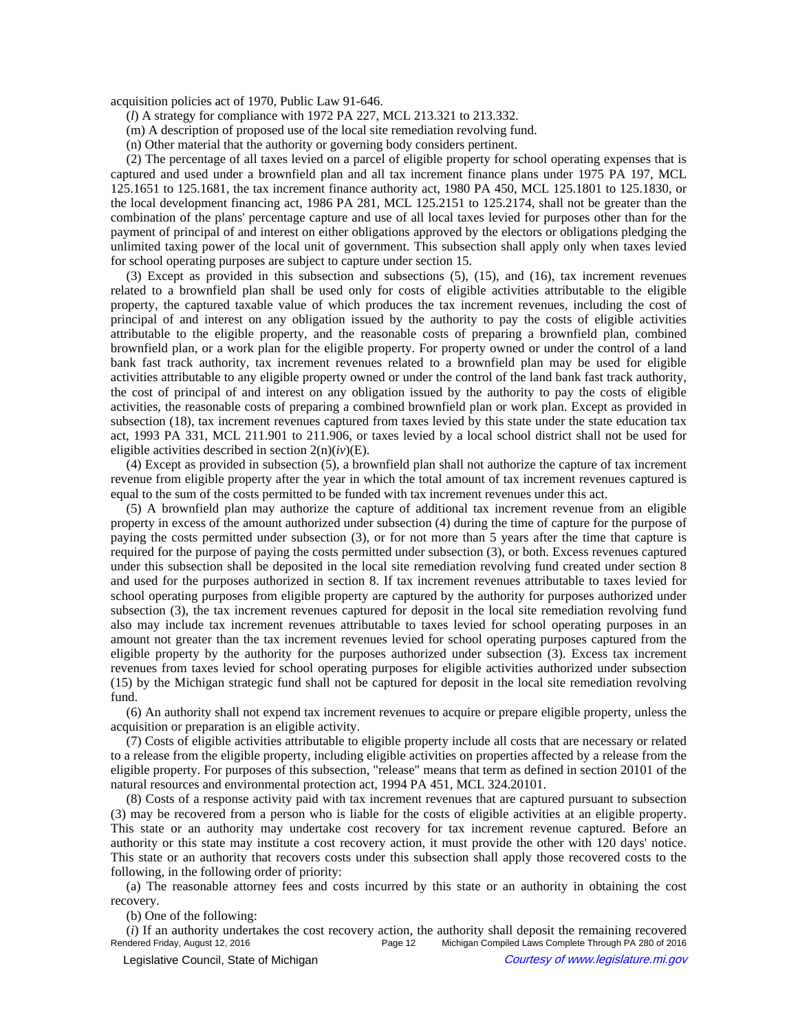acquisition policies act of 1970, Public Law 91-646.

(*l*) A strategy for compliance with 1972 PA 227, MCL 213.321 to 213.332.

(m) A description of proposed use of the local site remediation revolving fund.

(n) Other material that the authority or governing body considers pertinent.

(2) The percentage of all taxes levied on a parcel of eligible property for school operating expenses that is captured and used under a brownfield plan and all tax increment finance plans under 1975 PA 197, MCL 125.1651 to 125.1681, the tax increment finance authority act, 1980 PA 450, MCL 125.1801 to 125.1830, or the local development financing act, 1986 PA 281, MCL 125.2151 to 125.2174, shall not be greater than the combination of the plans' percentage capture and use of all local taxes levied for purposes other than for the payment of principal of and interest on either obligations approved by the electors or obligations pledging the unlimited taxing power of the local unit of government. This subsection shall apply only when taxes levied for school operating purposes are subject to capture under section 15.

(3) Except as provided in this subsection and subsections (5), (15), and (16), tax increment revenues related to a brownfield plan shall be used only for costs of eligible activities attributable to the eligible property, the captured taxable value of which produces the tax increment revenues, including the cost of principal of and interest on any obligation issued by the authority to pay the costs of eligible activities attributable to the eligible property, and the reasonable costs of preparing a brownfield plan, combined brownfield plan, or a work plan for the eligible property. For property owned or under the control of a land bank fast track authority, tax increment revenues related to a brownfield plan may be used for eligible activities attributable to any eligible property owned or under the control of the land bank fast track authority, the cost of principal of and interest on any obligation issued by the authority to pay the costs of eligible activities, the reasonable costs of preparing a combined brownfield plan or work plan. Except as provided in subsection (18), tax increment revenues captured from taxes levied by this state under the state education tax act, 1993 PA 331, MCL 211.901 to 211.906, or taxes levied by a local school district shall not be used for eligible activities described in section 2(n)(*iv*)(E).

(4) Except as provided in subsection (5), a brownfield plan shall not authorize the capture of tax increment revenue from eligible property after the year in which the total amount of tax increment revenues captured is equal to the sum of the costs permitted to be funded with tax increment revenues under this act.

(5) A brownfield plan may authorize the capture of additional tax increment revenue from an eligible property in excess of the amount authorized under subsection (4) during the time of capture for the purpose of paying the costs permitted under subsection (3), or for not more than 5 years after the time that capture is required for the purpose of paying the costs permitted under subsection (3), or both. Excess revenues captured under this subsection shall be deposited in the local site remediation revolving fund created under section 8 and used for the purposes authorized in section 8. If tax increment revenues attributable to taxes levied for school operating purposes from eligible property are captured by the authority for purposes authorized under subsection (3), the tax increment revenues captured for deposit in the local site remediation revolving fund also may include tax increment revenues attributable to taxes levied for school operating purposes in an amount not greater than the tax increment revenues levied for school operating purposes captured from the eligible property by the authority for the purposes authorized under subsection (3). Excess tax increment revenues from taxes levied for school operating purposes for eligible activities authorized under subsection (15) by the Michigan strategic fund shall not be captured for deposit in the local site remediation revolving fund.

(6) An authority shall not expend tax increment revenues to acquire or prepare eligible property, unless the acquisition or preparation is an eligible activity.

(7) Costs of eligible activities attributable to eligible property include all costs that are necessary or related to a release from the eligible property, including eligible activities on properties affected by a release from the eligible property. For purposes of this subsection, "release" means that term as defined in section 20101 of the natural resources and environmental protection act, 1994 PA 451, MCL 324.20101.

(8) Costs of a response activity paid with tax increment revenues that are captured pursuant to subsection (3) may be recovered from a person who is liable for the costs of eligible activities at an eligible property. This state or an authority may undertake cost recovery for tax increment revenue captured. Before an authority or this state may institute a cost recovery action, it must provide the other with 120 days' notice. This state or an authority that recovers costs under this subsection shall apply those recovered costs to the following, in the following order of priority:

(a) The reasonable attorney fees and costs incurred by this state or an authority in obtaining the cost recovery.

(b) One of the following:

(*i*) If an authority undertakes the cost recovery action, the authority shall deposit the remaining recovered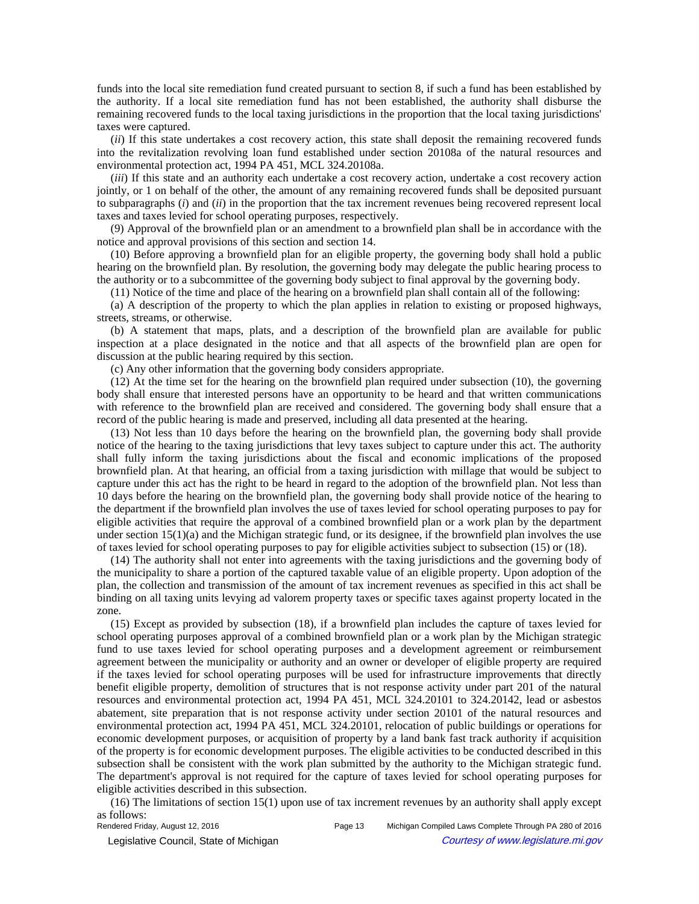funds into the local site remediation fund created pursuant to section 8, if such a fund has been established by the authority. If a local site remediation fund has not been established, the authority shall disburse the remaining recovered funds to the local taxing jurisdictions in the proportion that the local taxing jurisdictions' taxes were captured.

(*ii*) If this state undertakes a cost recovery action, this state shall deposit the remaining recovered funds into the revitalization revolving loan fund established under section 20108a of the natural resources and environmental protection act, 1994 PA 451, MCL 324.20108a.

(*iii*) If this state and an authority each undertake a cost recovery action, undertake a cost recovery action jointly, or 1 on behalf of the other, the amount of any remaining recovered funds shall be deposited pursuant to subparagraphs (*i*) and (*ii*) in the proportion that the tax increment revenues being recovered represent local taxes and taxes levied for school operating purposes, respectively.

(9) Approval of the brownfield plan or an amendment to a brownfield plan shall be in accordance with the notice and approval provisions of this section and section 14.

(10) Before approving a brownfield plan for an eligible property, the governing body shall hold a public hearing on the brownfield plan. By resolution, the governing body may delegate the public hearing process to the authority or to a subcommittee of the governing body subject to final approval by the governing body.

(11) Notice of the time and place of the hearing on a brownfield plan shall contain all of the following:

(a) A description of the property to which the plan applies in relation to existing or proposed highways, streets, streams, or otherwise.

(b) A statement that maps, plats, and a description of the brownfield plan are available for public inspection at a place designated in the notice and that all aspects of the brownfield plan are open for discussion at the public hearing required by this section.

(c) Any other information that the governing body considers appropriate.

(12) At the time set for the hearing on the brownfield plan required under subsection (10), the governing body shall ensure that interested persons have an opportunity to be heard and that written communications with reference to the brownfield plan are received and considered. The governing body shall ensure that a record of the public hearing is made and preserved, including all data presented at the hearing.

(13) Not less than 10 days before the hearing on the brownfield plan, the governing body shall provide notice of the hearing to the taxing jurisdictions that levy taxes subject to capture under this act. The authority shall fully inform the taxing jurisdictions about the fiscal and economic implications of the proposed brownfield plan. At that hearing, an official from a taxing jurisdiction with millage that would be subject to capture under this act has the right to be heard in regard to the adoption of the brownfield plan. Not less than 10 days before the hearing on the brownfield plan, the governing body shall provide notice of the hearing to the department if the brownfield plan involves the use of taxes levied for school operating purposes to pay for eligible activities that require the approval of a combined brownfield plan or a work plan by the department under section 15(1)(a) and the Michigan strategic fund, or its designee, if the brownfield plan involves the use of taxes levied for school operating purposes to pay for eligible activities subject to subsection (15) or (18).

(14) The authority shall not enter into agreements with the taxing jurisdictions and the governing body of the municipality to share a portion of the captured taxable value of an eligible property. Upon adoption of the plan, the collection and transmission of the amount of tax increment revenues as specified in this act shall be binding on all taxing units levying ad valorem property taxes or specific taxes against property located in the zone.

(15) Except as provided by subsection (18), if a brownfield plan includes the capture of taxes levied for school operating purposes approval of a combined brownfield plan or a work plan by the Michigan strategic fund to use taxes levied for school operating purposes and a development agreement or reimbursement agreement between the municipality or authority and an owner or developer of eligible property are required if the taxes levied for school operating purposes will be used for infrastructure improvements that directly benefit eligible property, demolition of structures that is not response activity under part 201 of the natural resources and environmental protection act, 1994 PA 451, MCL 324.20101 to 324.20142, lead or asbestos abatement, site preparation that is not response activity under section 20101 of the natural resources and environmental protection act, 1994 PA 451, MCL 324.20101, relocation of public buildings or operations for economic development purposes, or acquisition of property by a land bank fast track authority if acquisition of the property is for economic development purposes. The eligible activities to be conducted described in this subsection shall be consistent with the work plan submitted by the authority to the Michigan strategic fund. The department's approval is not required for the capture of taxes levied for school operating purposes for eligible activities described in this subsection.

(16) The limitations of section 15(1) upon use of tax increment revenues by an authority shall apply except as follows: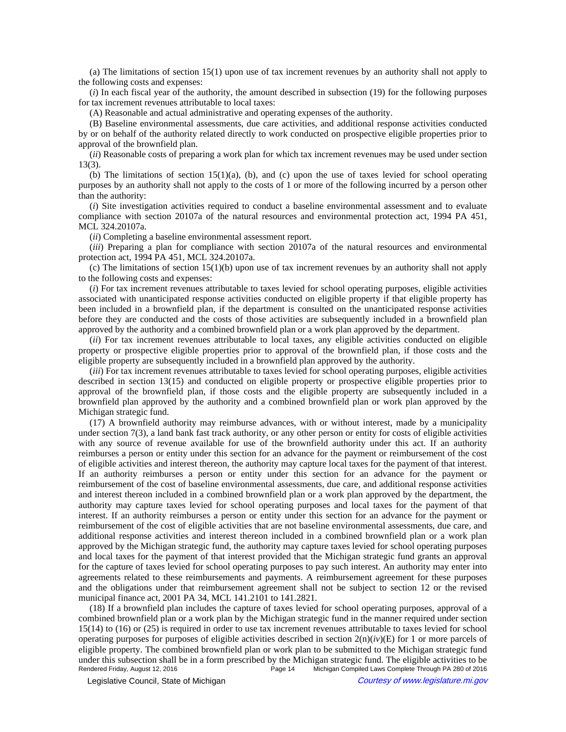(a) The limitations of section 15(1) upon use of tax increment revenues by an authority shall not apply to the following costs and expenses:

(*i*) In each fiscal year of the authority, the amount described in subsection (19) for the following purposes for tax increment revenues attributable to local taxes:

(A) Reasonable and actual administrative and operating expenses of the authority.

(B) Baseline environmental assessments, due care activities, and additional response activities conducted by or on behalf of the authority related directly to work conducted on prospective eligible properties prior to approval of the brownfield plan.

(*ii*) Reasonable costs of preparing a work plan for which tax increment revenues may be used under section 13(3).

(b) The limitations of section 15(1)(a), (b), and (c) upon the use of taxes levied for school operating purposes by an authority shall not apply to the costs of 1 or more of the following incurred by a person other than the authority:

(*i*) Site investigation activities required to conduct a baseline environmental assessment and to evaluate compliance with section 20107a of the natural resources and environmental protection act, 1994 PA 451, MCL 324.20107a.

(*ii*) Completing a baseline environmental assessment report.

(*iii*) Preparing a plan for compliance with section 20107a of the natural resources and environmental protection act, 1994 PA 451, MCL 324.20107a.

(c) The limitations of section 15(1)(b) upon use of tax increment revenues by an authority shall not apply to the following costs and expenses:

(*i*) For tax increment revenues attributable to taxes levied for school operating purposes, eligible activities associated with unanticipated response activities conducted on eligible property if that eligible property has been included in a brownfield plan, if the department is consulted on the unanticipated response activities before they are conducted and the costs of those activities are subsequently included in a brownfield plan approved by the authority and a combined brownfield plan or a work plan approved by the department.

(*ii*) For tax increment revenues attributable to local taxes, any eligible activities conducted on eligible property or prospective eligible properties prior to approval of the brownfield plan, if those costs and the eligible property are subsequently included in a brownfield plan approved by the authority.

(*iii*) For tax increment revenues attributable to taxes levied for school operating purposes, eligible activities described in section 13(15) and conducted on eligible property or prospective eligible properties prior to approval of the brownfield plan, if those costs and the eligible property are subsequently included in a brownfield plan approved by the authority and a combined brownfield plan or work plan approved by the Michigan strategic fund.

(17) A brownfield authority may reimburse advances, with or without interest, made by a municipality under section 7(3), a land bank fast track authority, or any other person or entity for costs of eligible activities with any source of revenue available for use of the brownfield authority under this act. If an authority reimburses a person or entity under this section for an advance for the payment or reimbursement of the cost of eligible activities and interest thereon, the authority may capture local taxes for the payment of that interest. If an authority reimburses a person or entity under this section for an advance for the payment or reimbursement of the cost of baseline environmental assessments, due care, and additional response activities and interest thereon included in a combined brownfield plan or a work plan approved by the department, the authority may capture taxes levied for school operating purposes and local taxes for the payment of that interest. If an authority reimburses a person or entity under this section for an advance for the payment or reimbursement of the cost of eligible activities that are not baseline environmental assessments, due care, and additional response activities and interest thereon included in a combined brownfield plan or a work plan approved by the Michigan strategic fund, the authority may capture taxes levied for school operating purposes and local taxes for the payment of that interest provided that the Michigan strategic fund grants an approval for the capture of taxes levied for school operating purposes to pay such interest. An authority may enter into agreements related to these reimbursements and payments. A reimbursement agreement for these purposes and the obligations under that reimbursement agreement shall not be subject to section 12 or the revised municipal finance act, 2001 PA 34, MCL 141.2101 to 141.2821.

(18) If a brownfield plan includes the capture of taxes levied for school operating purposes, approval of a combined brownfield plan or a work plan by the Michigan strategic fund in the manner required under section 15(14) to (16) or (25) is required in order to use tax increment revenues attributable to taxes levied for school operating purposes for purposes of eligible activities described in section 2(n)(*iv*)(E) for 1 or more parcels of eligible property. The combined brownfield plan or work plan to be submitted to the Michigan strategic fund under this subsection shall be in a form prescribed by the Michigan strategic fund. The eligible activities to be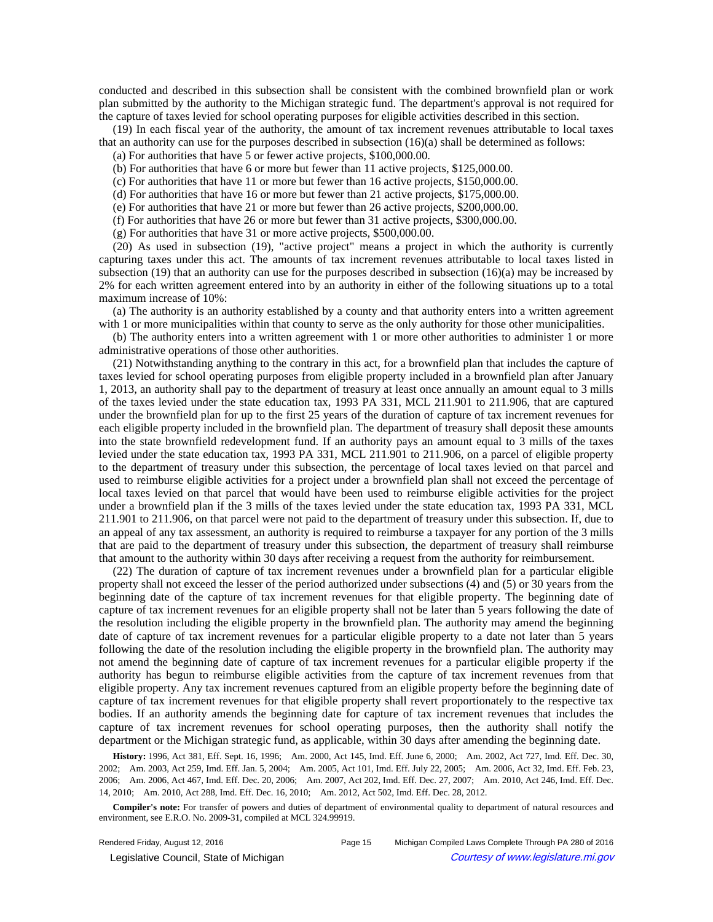conducted and described in this subsection shall be consistent with the combined brownfield plan or work plan submitted by the authority to the Michigan strategic fund. The department's approval is not required for the capture of taxes levied for school operating purposes for eligible activities described in this section.

(19) In each fiscal year of the authority, the amount of tax increment revenues attributable to local taxes that an authority can use for the purposes described in subsection (16)(a) shall be determined as follows:

(a) For authorities that have 5 or fewer active projects, $100,000.00.

(b) For authorities that have 6 or more but fewer than 11 active projects, $125,000.00.

(c) For authorities that have 11 or more but fewer than 16 active projects, $150,000.00.

(d) For authorities that have 16 or more but fewer than 21 active projects, $175,000.00.

(e) For authorities that have 21 or more but fewer than 26 active projects, $200,000.00.

(f) For authorities that have 26 or more but fewer than 31 active projects, $300,000.00.

(g) For authorities that have 31 or more active projects, $500,000.00.

(20) As used in subsection (19), "active project" means a project in which the authority is currently capturing taxes under this act. The amounts of tax increment revenues attributable to local taxes listed in subsection (19) that an authority can use for the purposes described in subsection (16)(a) may be increased by 2% for each written agreement entered into by an authority in either of the following situations up to a total maximum increase of 10%:

(a) The authority is an authority established by a county and that authority enters into a written agreement with 1 or more municipalities within that county to serve as the only authority for those other municipalities.

(b) The authority enters into a written agreement with 1 or more other authorities to administer 1 or more administrative operations of those other authorities.

(21) Notwithstanding anything to the contrary in this act, for a brownfield plan that includes the capture of taxes levied for school operating purposes from eligible property included in a brownfield plan after January 1, 2013, an authority shall pay to the department of treasury at least once annually an amount equal to 3 mills of the taxes levied under the state education tax, 1993 PA 331, MCL 211.901 to 211.906, that are captured under the brownfield plan for up to the first 25 years of the duration of capture of tax increment revenues for each eligible property included in the brownfield plan. The department of treasury shall deposit these amounts into the state brownfield redevelopment fund. If an authority pays an amount equal to 3 mills of the taxes levied under the state education tax, 1993 PA 331, MCL 211.901 to 211.906, on a parcel of eligible property to the department of treasury under this subsection, the percentage of local taxes levied on that parcel and used to reimburse eligible activities for a project under a brownfield plan shall not exceed the percentage of local taxes levied on that parcel that would have been used to reimburse eligible activities for the project under a brownfield plan if the 3 mills of the taxes levied under the state education tax, 1993 PA 331, MCL 211.901 to 211.906, on that parcel were not paid to the department of treasury under this subsection. If, due to an appeal of any tax assessment, an authority is required to reimburse a taxpayer for any portion of the 3 mills that are paid to the department of treasury under this subsection, the department of treasury shall reimburse that amount to the authority within 30 days after receiving a request from the authority for reimbursement.

(22) The duration of capture of tax increment revenues under a brownfield plan for a particular eligible property shall not exceed the lesser of the period authorized under subsections (4) and (5) or 30 years from the beginning date of the capture of tax increment revenues for that eligible property. The beginning date of capture of tax increment revenues for an eligible property shall not be later than 5 years following the date of the resolution including the eligible property in the brownfield plan. The authority may amend the beginning date of capture of tax increment revenues for a particular eligible property to a date not later than 5 years following the date of the resolution including the eligible property in the brownfield plan. The authority may not amend the beginning date of capture of tax increment revenues for a particular eligible property if the authority has begun to reimburse eligible activities from the capture of tax increment revenues from that eligible property. Any tax increment revenues captured from an eligible property before the beginning date of capture of tax increment revenues for that eligible property shall revert proportionately to the respective tax bodies. If an authority amends the beginning date for capture of tax increment revenues that includes the capture of tax increment revenues for school operating purposes, then the authority shall notify the department or the Michigan strategic fund, as applicable, within 30 days after amending the beginning date.

**History:** 1996, Act 381, Eff. Sept. 16, 1996; Am. 2000, Act 145, Imd. Eff. June 6, 2000; Am. 2002, Act 727, Imd. Eff. Dec. 30, 2002; Am. 2003, Act 259, Imd. Eff. Jan. 5, 2004; Am. 2005, Act 101, Imd. Eff. July 22, 2005; Am. 2006, Act 32, Imd. Eff. Feb. 23, 2006; Am. 2006, Act 467, Imd. Eff. Dec. 20, 2006; Am. 2007, Act 202, Imd. Eff. Dec. 27, 2007; Am. 2010, Act 246, Imd. Eff. Dec. 14, 2010; Am. 2010, Act 288, Imd. Eff. Dec. 16, 2010; Am. 2012, Act 502, Imd. Eff. Dec. 28, 2012.

**Compiler's note:** For transfer of powers and duties of department of environmental quality to department of natural resources and environment, see E.R.O. No. 2009-31, compiled at MCL 324.99919.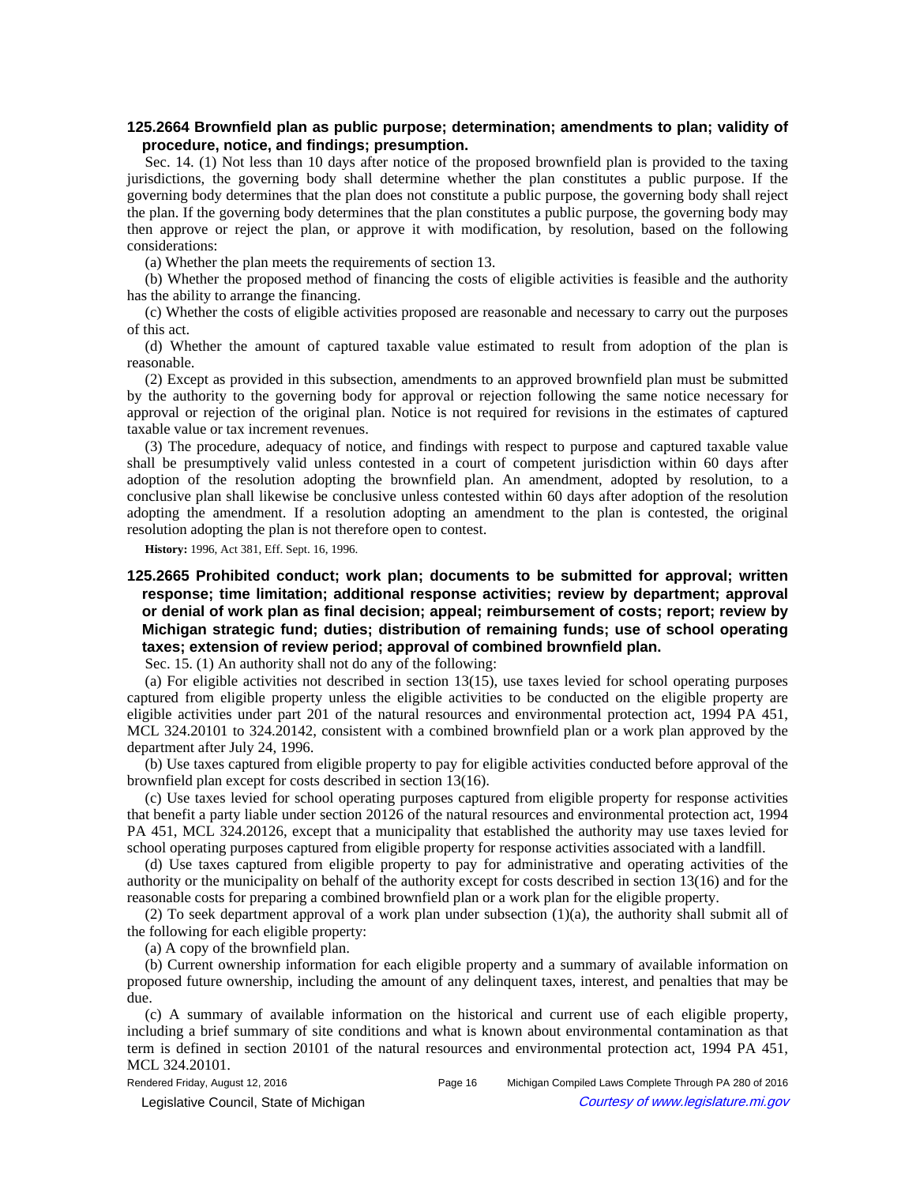**125.2664 Brownfield plan as public purpose; determination; amendments to plan; validity of procedure, notice, and findings; presumption.**

Sec. 14. (1) Not less than 10 days after notice of the proposed brownfield plan is provided to the taxing jurisdictions, the governing body shall determine whether the plan constitutes a public purpose. If the governing body determines that the plan does not constitute a public purpose, the governing body shall reject the plan. If the governing body determines that the plan constitutes a public purpose, the governing body may then approve or reject the plan, or approve it with modification, by resolution, based on the following considerations:

(a) Whether the plan meets the requirements of section 13.

(b) Whether the proposed method of financing the costs of eligible activities is feasible and the authority has the ability to arrange the financing.

(c) Whether the costs of eligible activities proposed are reasonable and necessary to carry out the purposes of this act.

(d) Whether the amount of captured taxable value estimated to result from adoption of the plan is reasonable.

(2) Except as provided in this subsection, amendments to an approved brownfield plan must be submitted by the authority to the governing body for approval or rejection following the same notice necessary for approval or rejection of the original plan. Notice is not required for revisions in the estimates of captured taxable value or tax increment revenues.

(3) The procedure, adequacy of notice, and findings with respect to purpose and captured taxable value shall be presumptively valid unless contested in a court of competent jurisdiction within 60 days after adoption of the resolution adopting the brownfield plan. An amendment, adopted by resolution, to a conclusive plan shall likewise be conclusive unless contested within 60 days after adoption of the resolution adopting the amendment. If a resolution adopting an amendment to the plan is contested, the original resolution adopting the plan is not therefore open to contest.

**History:** 1996, Act 381, Eff. Sept. 16, 1996.

**125.2665 Prohibited conduct; work plan; documents to be submitted for approval; written response; time limitation; additional response activities; review by department; approval or denial of work plan as final decision; appeal; reimbursement of costs; report; review by Michigan strategic fund; duties; distribution of remaining funds; use of school operating taxes; extension of review period; approval of combined brownfield plan.**

Sec. 15. (1) An authority shall not do any of the following:

(a) For eligible activities not described in section 13(15), use taxes levied for school operating purposes captured from eligible property unless the eligible activities to be conducted on the eligible property are eligible activities under part 201 of the natural resources and environmental protection act, 1994 PA 451, MCL 324.20101 to 324.20142, consistent with a combined brownfield plan or a work plan approved by the department after July 24, 1996.

(b) Use taxes captured from eligible property to pay for eligible activities conducted before approval of the brownfield plan except for costs described in section 13(16).

(c) Use taxes levied for school operating purposes captured from eligible property for response activities that benefit a party liable under section 20126 of the natural resources and environmental protection act, 1994 PA 451, MCL 324.20126, except that a municipality that established the authority may use taxes levied for school operating purposes captured from eligible property for response activities associated with a landfill.

(d) Use taxes captured from eligible property to pay for administrative and operating activities of the authority or the municipality on behalf of the authority except for costs described in section 13(16) and for the reasonable costs for preparing a combined brownfield plan or a work plan for the eligible property.

(2) To seek department approval of a work plan under subsection (1)(a), the authority shall submit all of the following for each eligible property:

(a) A copy of the brownfield plan.

(b) Current ownership information for each eligible property and a summary of available information on proposed future ownership, including the amount of any delinquent taxes, interest, and penalties that may be due.

(c) A summary of available information on the historical and current use of each eligible property, including a brief summary of site conditions and what is known about environmental contamination as that term is defined in section 20101 of the natural resources and environmental protection act, 1994 PA 451, MCL 324.20101.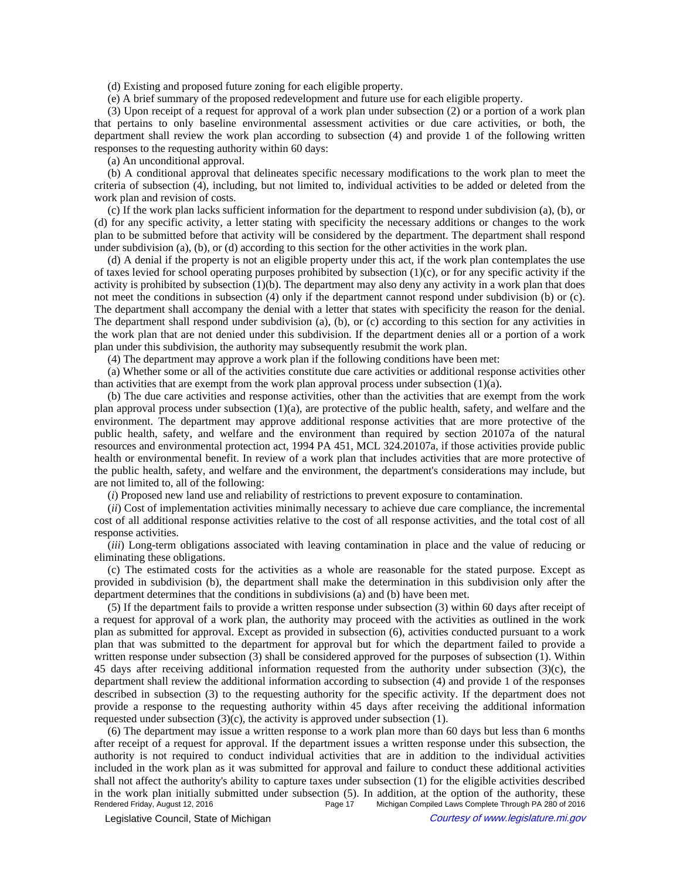(d) Existing and proposed future zoning for each eligible property.

(e) A brief summary of the proposed redevelopment and future use for each eligible property.

(3) Upon receipt of a request for approval of a work plan under subsection (2) or a portion of a work plan that pertains to only baseline environmental assessment activities or due care activities, or both, the department shall review the work plan according to subsection (4) and provide 1 of the following written responses to the requesting authority within 60 days:

(a) An unconditional approval.

(b) A conditional approval that delineates specific necessary modifications to the work plan to meet the criteria of subsection (4), including, but not limited to, individual activities to be added or deleted from the work plan and revision of costs.

(c) If the work plan lacks sufficient information for the department to respond under subdivision (a), (b), or (d) for any specific activity, a letter stating with specificity the necessary additions or changes to the work plan to be submitted before that activity will be considered by the department. The department shall respond under subdivision (a), (b), or (d) according to this section for the other activities in the work plan.

(d) A denial if the property is not an eligible property under this act, if the work plan contemplates the use of taxes levied for school operating purposes prohibited by subsection (1)(c), or for any specific activity if the activity is prohibited by subsection (1)(b). The department may also deny any activity in a work plan that does not meet the conditions in subsection (4) only if the department cannot respond under subdivision (b) or (c). The department shall accompany the denial with a letter that states with specificity the reason for the denial. The department shall respond under subdivision (a), (b), or (c) according to this section for any activities in the work plan that are not denied under this subdivision. If the department denies all or a portion of a work plan under this subdivision, the authority may subsequently resubmit the work plan.

(4) The department may approve a work plan if the following conditions have been met:

(a) Whether some or all of the activities constitute due care activities or additional response activities other than activities that are exempt from the work plan approval process under subsection (1)(a).

(b) The due care activities and response activities, other than the activities that are exempt from the work plan approval process under subsection (1)(a), are protective of the public health, safety, and welfare and the environment. The department may approve additional response activities that are more protective of the public health, safety, and welfare and the environment than required by section 20107a of the natural resources and environmental protection act, 1994 PA 451, MCL 324.20107a, if those activities provide public health or environmental benefit. In review of a work plan that includes activities that are more protective of the public health, safety, and welfare and the environment, the department's considerations may include, but are not limited to, all of the following:

(*i*) Proposed new land use and reliability of restrictions to prevent exposure to contamination.

(*ii*) Cost of implementation activities minimally necessary to achieve due care compliance, the incremental cost of all additional response activities relative to the cost of all response activities, and the total cost of all response activities.

(*iii*) Long-term obligations associated with leaving contamination in place and the value of reducing or eliminating these obligations.

(c) The estimated costs for the activities as a whole are reasonable for the stated purpose. Except as provided in subdivision (b), the department shall make the determination in this subdivision only after the department determines that the conditions in subdivisions (a) and (b) have been met.

(5) If the department fails to provide a written response under subsection (3) within 60 days after receipt of a request for approval of a work plan, the authority may proceed with the activities as outlined in the work plan as submitted for approval. Except as provided in subsection (6), activities conducted pursuant to a work plan that was submitted to the department for approval but for which the department failed to provide a written response under subsection (3) shall be considered approved for the purposes of subsection (1). Within 45 days after receiving additional information requested from the authority under subsection (3)(c), the department shall review the additional information according to subsection (4) and provide 1 of the responses described in subsection (3) to the requesting authority for the specific activity. If the department does not provide a response to the requesting authority within 45 days after receiving the additional information requested under subsection (3)(c), the activity is approved under subsection (1).

(6) The department may issue a written response to a work plan more than 60 days but less than 6 months after receipt of a request for approval. If the department issues a written response under this subsection, the authority is not required to conduct individual activities that are in addition to the individual activities included in the work plan as it was submitted for approval and failure to conduct these additional activities shall not affect the authority's ability to capture taxes under subsection (1) for the eligible activities described in the work plan initially submitted under subsection (5). In addition, at the option of the authority, these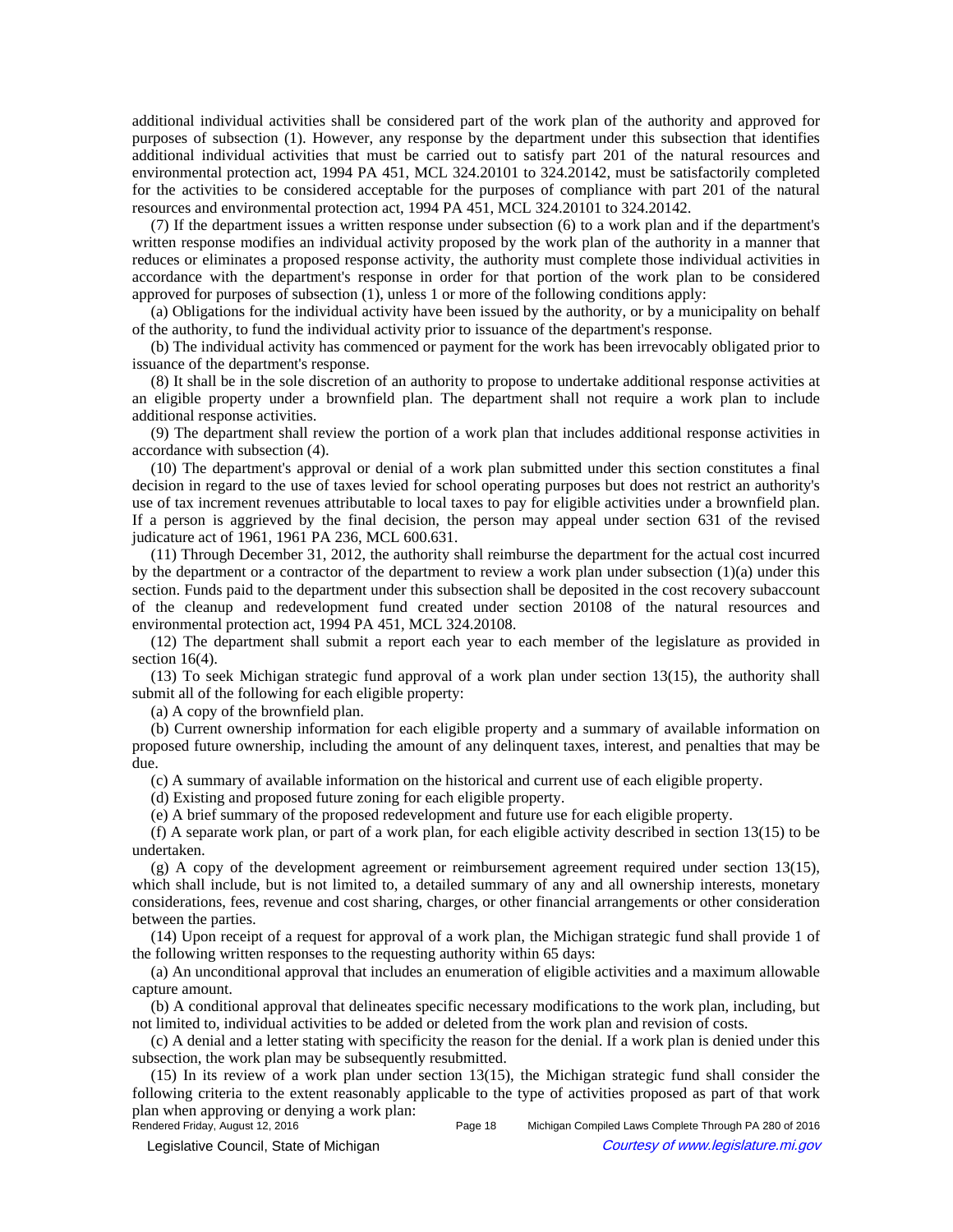additional individual activities shall be considered part of the work plan of the authority and approved for purposes of subsection (1). However, any response by the department under this subsection that identifies additional individual activities that must be carried out to satisfy part 201 of the natural resources and environmental protection act, 1994 PA 451, MCL 324.20101 to 324.20142, must be satisfactorily completed for the activities to be considered acceptable for the purposes of compliance with part 201 of the natural resources and environmental protection act, 1994 PA 451, MCL 324.20101 to 324.20142.

(7) If the department issues a written response under subsection (6) to a work plan and if the department's written response modifies an individual activity proposed by the work plan of the authority in a manner that reduces or eliminates a proposed response activity, the authority must complete those individual activities in accordance with the department's response in order for that portion of the work plan to be considered approved for purposes of subsection (1), unless 1 or more of the following conditions apply:

(a) Obligations for the individual activity have been issued by the authority, or by a municipality on behalf of the authority, to fund the individual activity prior to issuance of the department's response.

(b) The individual activity has commenced or payment for the work has been irrevocably obligated prior to issuance of the department's response.

(8) It shall be in the sole discretion of an authority to propose to undertake additional response activities at an eligible property under a brownfield plan. The department shall not require a work plan to include additional response activities.

(9) The department shall review the portion of a work plan that includes additional response activities in accordance with subsection (4).

(10) The department's approval or denial of a work plan submitted under this section constitutes a final decision in regard to the use of taxes levied for school operating purposes but does not restrict an authority's use of tax increment revenues attributable to local taxes to pay for eligible activities under a brownfield plan. If a person is aggrieved by the final decision, the person may appeal under section 631 of the revised judicature act of 1961, 1961 PA 236, MCL 600.631.

(11) Through December 31, 2012, the authority shall reimburse the department for the actual cost incurred by the department or a contractor of the department to review a work plan under subsection (1)(a) under this section. Funds paid to the department under this subsection shall be deposited in the cost recovery subaccount of the cleanup and redevelopment fund created under section 20108 of the natural resources and environmental protection act, 1994 PA 451, MCL 324.20108.

(12) The department shall submit a report each year to each member of the legislature as provided in section 16(4).

(13) To seek Michigan strategic fund approval of a work plan under section 13(15), the authority shall submit all of the following for each eligible property:

(a) A copy of the brownfield plan.

(b) Current ownership information for each eligible property and a summary of available information on proposed future ownership, including the amount of any delinquent taxes, interest, and penalties that may be due.

(c) A summary of available information on the historical and current use of each eligible property.

(d) Existing and proposed future zoning for each eligible property.

(e) A brief summary of the proposed redevelopment and future use for each eligible property.

(f) A separate work plan, or part of a work plan, for each eligible activity described in section 13(15) to be undertaken.

(g) A copy of the development agreement or reimbursement agreement required under section 13(15), which shall include, but is not limited to, a detailed summary of any and all ownership interests, monetary considerations, fees, revenue and cost sharing, charges, or other financial arrangements or other consideration between the parties.

(14) Upon receipt of a request for approval of a work plan, the Michigan strategic fund shall provide 1 of the following written responses to the requesting authority within 65 days:

(a) An unconditional approval that includes an enumeration of eligible activities and a maximum allowable capture amount.

(b) A conditional approval that delineates specific necessary modifications to the work plan, including, but not limited to, individual activities to be added or deleted from the work plan and revision of costs.

(c) A denial and a letter stating with specificity the reason for the denial. If a work plan is denied under this subsection, the work plan may be subsequently resubmitted.

(15) In its review of a work plan under section 13(15), the Michigan strategic fund shall consider the following criteria to the extent reasonably applicable to the type of activities proposed as part of that work plan when approving or denying a work plan: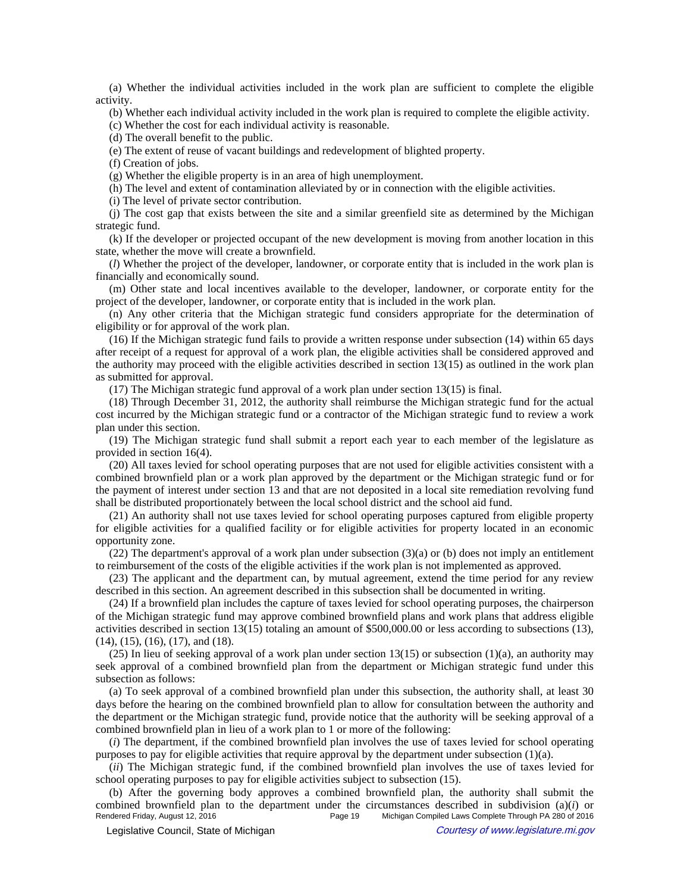(a) Whether the individual activities included in the work plan are sufficient to complete the eligible activity.

(b) Whether each individual activity included in the work plan is required to complete the eligible activity.

(c) Whether the cost for each individual activity is reasonable.

(d) The overall benefit to the public.

(e) The extent of reuse of vacant buildings and redevelopment of blighted property.

(f) Creation of jobs.

(g) Whether the eligible property is in an area of high unemployment.

(h) The level and extent of contamination alleviated by or in connection with the eligible activities.

(i) The level of private sector contribution.

(j) The cost gap that exists between the site and a similar greenfield site as determined by the Michigan strategic fund.

(k) If the developer or projected occupant of the new development is moving from another location in this state, whether the move will create a brownfield.

(*l*) Whether the project of the developer, landowner, or corporate entity that is included in the work plan is financially and economically sound.

(m) Other state and local incentives available to the developer, landowner, or corporate entity for the project of the developer, landowner, or corporate entity that is included in the work plan.

(n) Any other criteria that the Michigan strategic fund considers appropriate for the determination of eligibility or for approval of the work plan.

(16) If the Michigan strategic fund fails to provide a written response under subsection (14) within 65 days after receipt of a request for approval of a work plan, the eligible activities shall be considered approved and the authority may proceed with the eligible activities described in section 13(15) as outlined in the work plan as submitted for approval.

(17) The Michigan strategic fund approval of a work plan under section 13(15) is final.

(18) Through December 31, 2012, the authority shall reimburse the Michigan strategic fund for the actual cost incurred by the Michigan strategic fund or a contractor of the Michigan strategic fund to review a work plan under this section.

(19) The Michigan strategic fund shall submit a report each year to each member of the legislature as provided in section 16(4).

(20) All taxes levied for school operating purposes that are not used for eligible activities consistent with a combined brownfield plan or a work plan approved by the department or the Michigan strategic fund or for the payment of interest under section 13 and that are not deposited in a local site remediation revolving fund shall be distributed proportionately between the local school district and the school aid fund.

(21) An authority shall not use taxes levied for school operating purposes captured from eligible property for eligible activities for a qualified facility or for eligible activities for property located in an economic opportunity zone.

(22) The department's approval of a work plan under subsection (3)(a) or (b) does not imply an entitlement to reimbursement of the costs of the eligible activities if the work plan is not implemented as approved.

(23) The applicant and the department can, by mutual agreement, extend the time period for any review described in this section. An agreement described in this subsection shall be documented in writing.

(24) If a brownfield plan includes the capture of taxes levied for school operating purposes, the chairperson of the Michigan strategic fund may approve combined brownfield plans and work plans that address eligible activities described in section 13(15) totaling an amount of $500,000.00 or less according to subsections (13), (14), (15), (16), (17), and (18).

(25) In lieu of seeking approval of a work plan under section 13(15) or subsection (1)(a), an authority may seek approval of a combined brownfield plan from the department or Michigan strategic fund under this subsection as follows:

(a) To seek approval of a combined brownfield plan under this subsection, the authority shall, at least 30 days before the hearing on the combined brownfield plan to allow for consultation between the authority and the department or the Michigan strategic fund, provide notice that the authority will be seeking approval of a combined brownfield plan in lieu of a work plan to 1 or more of the following:

(*i*) The department, if the combined brownfield plan involves the use of taxes levied for school operating purposes to pay for eligible activities that require approval by the department under subsection (1)(a).

(*ii*) The Michigan strategic fund, if the combined brownfield plan involves the use of taxes levied for school operating purposes to pay for eligible activities subject to subsection (15).

(b) After the governing body approves a combined brownfield plan, the authority shall submit the combined brownfield plan to the department under the circumstances described in subdivision (a)(*i*) or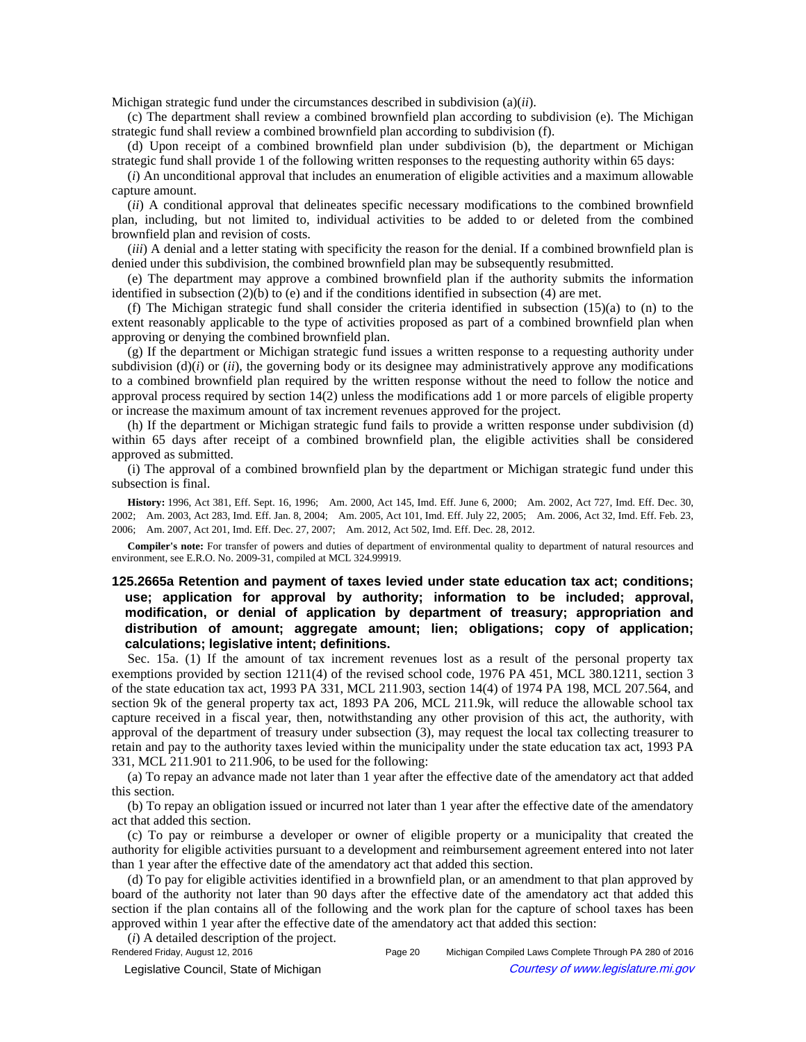Michigan strategic fund under the circumstances described in subdivision (a)(*ii*).

(c) The department shall review a combined brownfield plan according to subdivision (e). The Michigan strategic fund shall review a combined brownfield plan according to subdivision (f).

(d) Upon receipt of a combined brownfield plan under subdivision (b), the department or Michigan strategic fund shall provide 1 of the following written responses to the requesting authority within 65 days:

(*i*) An unconditional approval that includes an enumeration of eligible activities and a maximum allowable capture amount.

(*ii*) A conditional approval that delineates specific necessary modifications to the combined brownfield plan, including, but not limited to, individual activities to be added to or deleted from the combined brownfield plan and revision of costs.

(*iii*) A denial and a letter stating with specificity the reason for the denial. If a combined brownfield plan is denied under this subdivision, the combined brownfield plan may be subsequently resubmitted.

(e) The department may approve a combined brownfield plan if the authority submits the information identified in subsection (2)(b) to (e) and if the conditions identified in subsection (4) are met.

(f) The Michigan strategic fund shall consider the criteria identified in subsection (15)(a) to (n) to the extent reasonably applicable to the type of activities proposed as part of a combined brownfield plan when approving or denying the combined brownfield plan.

(g) If the department or Michigan strategic fund issues a written response to a requesting authority under subdivision (d)(*i*) or (*ii*), the governing body or its designee may administratively approve any modifications to a combined brownfield plan required by the written response without the need to follow the notice and approval process required by section 14(2) unless the modifications add 1 or more parcels of eligible property or increase the maximum amount of tax increment revenues approved for the project.

(h) If the department or Michigan strategic fund fails to provide a written response under subdivision (d) within 65 days after receipt of a combined brownfield plan, the eligible activities shall be considered approved as submitted.

(i) The approval of a combined brownfield plan by the department or Michigan strategic fund under this subsection is final.

**History:** 1996, Act 381, Eff. Sept. 16, 1996; Am. 2000, Act 145, Imd. Eff. June 6, 2000; Am. 2002, Act 727, Imd. Eff. Dec. 30, 2002; Am. 2003, Act 283, Imd. Eff. Jan. 8, 2004; Am. 2005, Act 101, Imd. Eff. July 22, 2005; Am. 2006, Act 32, Imd. Eff. Feb. 23, 2006; Am. 2007, Act 201, Imd. Eff. Dec. 27, 2007; Am. 2012, Act 502, Imd. Eff. Dec. 28, 2012.

**Compiler's note:** For transfer of powers and duties of department of environmental quality to department of natural resources and environment, see E.R.O. No. 2009-31, compiled at MCL 324.99919.

### 125.2665a Retention and payment of taxes levied under state education tax act; conditions; use; application for approval by authority; information to be included; approval, modification, or denial of application by department of treasury; appropriation and distribution of amount; aggregate amount; lien; obligations; copy of application; calculations; legislative intent; definitions.

Sec. 15a. (1) If the amount of tax increment revenues lost as a result of the personal property tax exemptions provided by section 1211(4) of the revised school code, 1976 PA 451, MCL 380.1211, section 3 of the state education tax act, 1993 PA 331, MCL 211.903, section 14(4) of 1974 PA 198, MCL 207.564, and section 9k of the general property tax act, 1893 PA 206, MCL 211.9k, will reduce the allowable school tax capture received in a fiscal year, then, notwithstanding any other provision of this act, the authority, with approval of the department of treasury under subsection (3), may request the local tax collecting treasurer to retain and pay to the authority taxes levied within the municipality under the state education tax act, 1993 PA 331, MCL 211.901 to 211.906, to be used for the following:

(a) To repay an advance made not later than 1 year after the effective date of the amendatory act that added this section.

(b) To repay an obligation issued or incurred not later than 1 year after the effective date of the amendatory act that added this section.

(c) To pay or reimburse a developer or owner of eligible property or a municipality that created the authority for eligible activities pursuant to a development and reimbursement agreement entered into not later than 1 year after the effective date of the amendatory act that added this section.

(d) To pay for eligible activities identified in a brownfield plan, or an amendment to that plan approved by board of the authority not later than 90 days after the effective date of the amendatory act that added this section if the plan contains all of the following and the work plan for the capture of school taxes has been approved within 1 year after the effective date of the amendatory act that added this section:

(*i*) A detailed description of the project.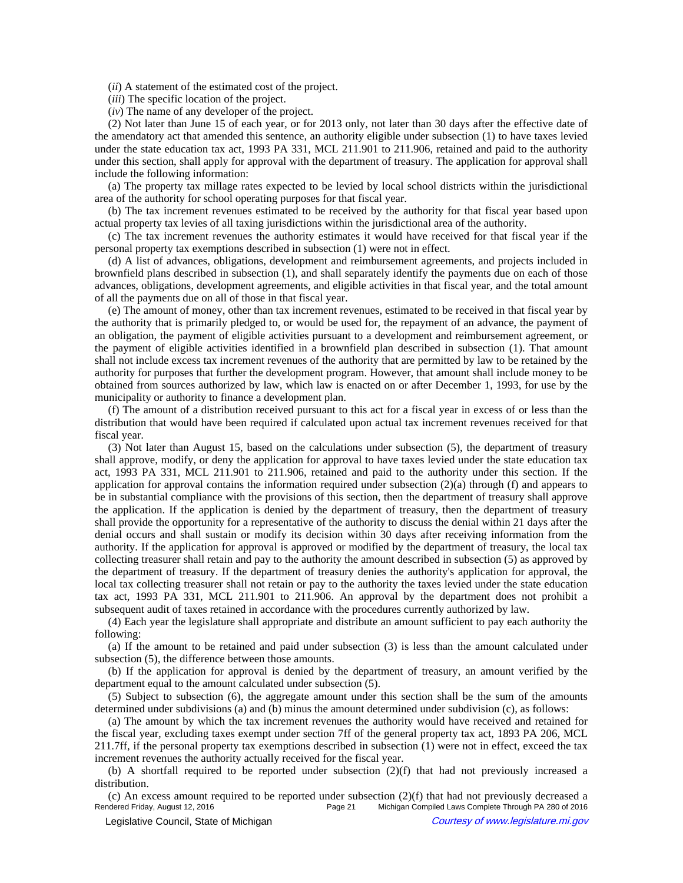(*ii*) A statement of the estimated cost of the project.

(*iii*) The specific location of the project.

(*iv*) The name of any developer of the project.

(2) Not later than June 15 of each year, or for 2013 only, not later than 30 days after the effective date of the amendatory act that amended this sentence, an authority eligible under subsection (1) to have taxes levied under the state education tax act, 1993 PA 331, MCL 211.901 to 211.906, retained and paid to the authority under this section, shall apply for approval with the department of treasury. The application for approval shall include the following information:

(a) The property tax millage rates expected to be levied by local school districts within the jurisdictional area of the authority for school operating purposes for that fiscal year.

(b) The tax increment revenues estimated to be received by the authority for that fiscal year based upon actual property tax levies of all taxing jurisdictions within the jurisdictional area of the authority.

(c) The tax increment revenues the authority estimates it would have received for that fiscal year if the personal property tax exemptions described in subsection (1) were not in effect.

(d) A list of advances, obligations, development and reimbursement agreements, and projects included in brownfield plans described in subsection (1), and shall separately identify the payments due on each of those advances, obligations, development agreements, and eligible activities in that fiscal year, and the total amount of all the payments due on all of those in that fiscal year.

(e) The amount of money, other than tax increment revenues, estimated to be received in that fiscal year by the authority that is primarily pledged to, or would be used for, the repayment of an advance, the payment of an obligation, the payment of eligible activities pursuant to a development and reimbursement agreement, or the payment of eligible activities identified in a brownfield plan described in subsection (1). That amount shall not include excess tax increment revenues of the authority that are permitted by law to be retained by the authority for purposes that further the development program. However, that amount shall include money to be obtained from sources authorized by law, which law is enacted on or after December 1, 1993, for use by the municipality or authority to finance a development plan.

(f) The amount of a distribution received pursuant to this act for a fiscal year in excess of or less than the distribution that would have been required if calculated upon actual tax increment revenues received for that fiscal year.

(3) Not later than August 15, based on the calculations under subsection (5), the department of treasury shall approve, modify, or deny the application for approval to have taxes levied under the state education tax act, 1993 PA 331, MCL 211.901 to 211.906, retained and paid to the authority under this section. If the application for approval contains the information required under subsection (2)(a) through (f) and appears to be in substantial compliance with the provisions of this section, then the department of treasury shall approve the application. If the application is denied by the department of treasury, then the department of treasury shall provide the opportunity for a representative of the authority to discuss the denial within 21 days after the denial occurs and shall sustain or modify its decision within 30 days after receiving information from the authority. If the application for approval is approved or modified by the department of treasury, the local tax collecting treasurer shall retain and pay to the authority the amount described in subsection (5) as approved by the department of treasury. If the department of treasury denies the authority's application for approval, the local tax collecting treasurer shall not retain or pay to the authority the taxes levied under the state education tax act, 1993 PA 331, MCL 211.901 to 211.906. An approval by the department does not prohibit a subsequent audit of taxes retained in accordance with the procedures currently authorized by law.

(4) Each year the legislature shall appropriate and distribute an amount sufficient to pay each authority the following:

(a) If the amount to be retained and paid under subsection (3) is less than the amount calculated under subsection (5), the difference between those amounts.

(b) If the application for approval is denied by the department of treasury, an amount verified by the department equal to the amount calculated under subsection (5).

(5) Subject to subsection (6), the aggregate amount under this section shall be the sum of the amounts determined under subdivisions (a) and (b) minus the amount determined under subdivision (c), as follows:

(a) The amount by which the tax increment revenues the authority would have received and retained for the fiscal year, excluding taxes exempt under section 7ff of the general property tax act, 1893 PA 206, MCL 211.7ff, if the personal property tax exemptions described in subsection (1) were not in effect, exceed the tax increment revenues the authority actually received for the fiscal year.

(b) A shortfall required to be reported under subsection (2)(f) that had not previously increased a distribution.

(c) An excess amount required to be reported under subsection (2)(f) that had not previously decreased a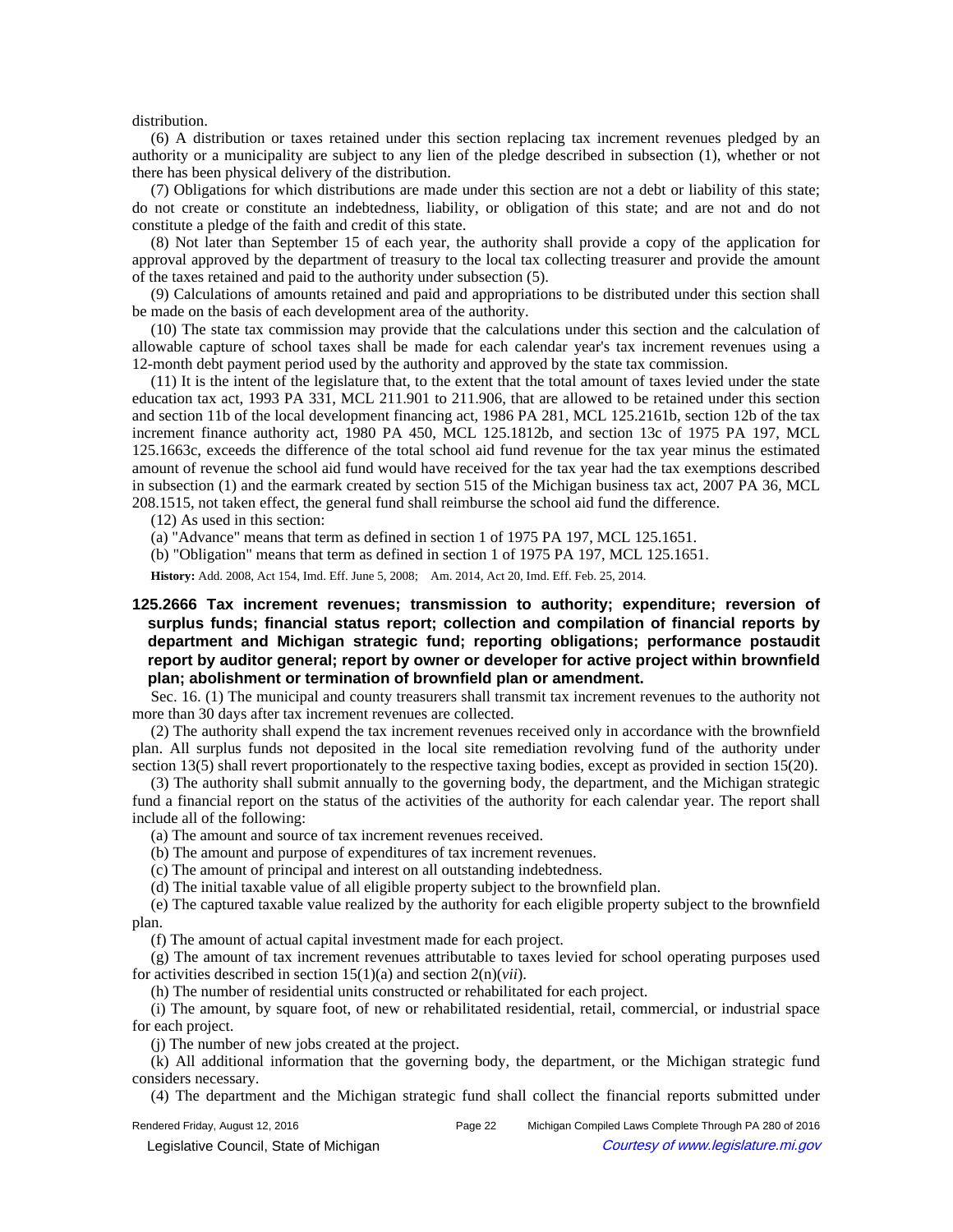distribution.

(6) A distribution or taxes retained under this section replacing tax increment revenues pledged by an authority or a municipality are subject to any lien of the pledge described in subsection (1), whether or not there has been physical delivery of the distribution.

(7) Obligations for which distributions are made under this section are not a debt or liability of this state; do not create or constitute an indebtedness, liability, or obligation of this state; and are not and do not constitute a pledge of the faith and credit of this state.

(8) Not later than September 15 of each year, the authority shall provide a copy of the application for approval approved by the department of treasury to the local tax collecting treasurer and provide the amount of the taxes retained and paid to the authority under subsection (5).

(9) Calculations of amounts retained and paid and appropriations to be distributed under this section shall be made on the basis of each development area of the authority.

(10) The state tax commission may provide that the calculations under this section and the calculation of allowable capture of school taxes shall be made for each calendar year's tax increment revenues using a 12-month debt payment period used by the authority and approved by the state tax commission.

(11) It is the intent of the legislature that, to the extent that the total amount of taxes levied under the state education tax act, 1993 PA 331, MCL 211.901 to 211.906, that are allowed to be retained under this section and section 11b of the local development financing act, 1986 PA 281, MCL 125.2161b, section 12b of the tax increment finance authority act, 1980 PA 450, MCL 125.1812b, and section 13c of 1975 PA 197, MCL 125.1663c, exceeds the difference of the total school aid fund revenue for the tax year minus the estimated amount of revenue the school aid fund would have received for the tax year had the tax exemptions described in subsection (1) and the earmark created by section 515 of the Michigan business tax act, 2007 PA 36, MCL 208.1515, not taken effect, the general fund shall reimburse the school aid fund the difference.

(12) As used in this section:

(a) "Advance" means that term as defined in section 1 of 1975 PA 197, MCL 125.1651.

(b) "Obligation" means that term as defined in section 1 of 1975 PA 197, MCL 125.1651.

**History:** Add. 2008, Act 154, Imd. Eff. June 5, 2008; Am. 2014, Act 20, Imd. Eff. Feb. 25, 2014.

### 125.2666 Tax increment revenues; transmission to authority; expenditure; reversion of surplus funds; financial status report; collection and compilation of financial reports by department and Michigan strategic fund; reporting obligations; performance postaudit report by auditor general; report by owner or developer for active project within brownfield plan; abolishment or termination of brownfield plan or amendment.

Sec. 16. (1) The municipal and county treasurers shall transmit tax increment revenues to the authority not more than 30 days after tax increment revenues are collected.

(2) The authority shall expend the tax increment revenues received only in accordance with the brownfield plan. All surplus funds not deposited in the local site remediation revolving fund of the authority under section 13(5) shall revert proportionately to the respective taxing bodies, except as provided in section 15(20).

(3) The authority shall submit annually to the governing body, the department, and the Michigan strategic fund a financial report on the status of the activities of the authority for each calendar year. The report shall include all of the following:

(a) The amount and source of tax increment revenues received.

(b) The amount and purpose of expenditures of tax increment revenues.

(c) The amount of principal and interest on all outstanding indebtedness.

(d) The initial taxable value of all eligible property subject to the brownfield plan.

(e) The captured taxable value realized by the authority for each eligible property subject to the brownfield plan.

(f) The amount of actual capital investment made for each project.

(g) The amount of tax increment revenues attributable to taxes levied for school operating purposes used for activities described in section 15(1)(a) and section 2(n)(*vii*).

(h) The number of residential units constructed or rehabilitated for each project.

(i) The amount, by square foot, of new or rehabilitated residential, retail, commercial, or industrial space for each project.

(j) The number of new jobs created at the project.

(k) All additional information that the governing body, the department, or the Michigan strategic fund considers necessary.

(4) The department and the Michigan strategic fund shall collect the financial reports submitted under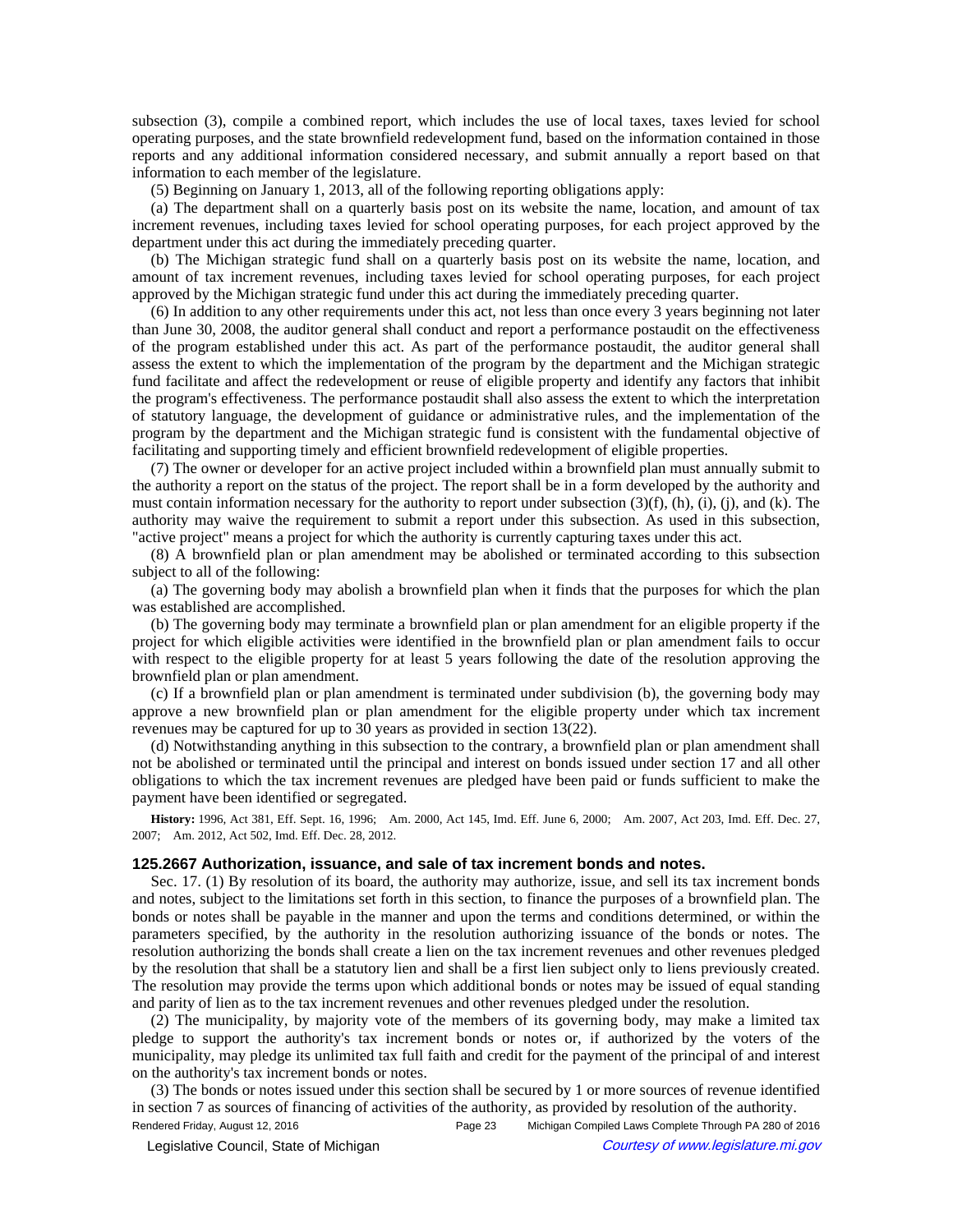subsection (3), compile a combined report, which includes the use of local taxes, taxes levied for school operating purposes, and the state brownfield redevelopment fund, based on the information contained in those reports and any additional information considered necessary, and submit annually a report based on that information to each member of the legislature.

(5) Beginning on January 1, 2013, all of the following reporting obligations apply:

(a) The department shall on a quarterly basis post on its website the name, location, and amount of tax increment revenues, including taxes levied for school operating purposes, for each project approved by the department under this act during the immediately preceding quarter.

(b) The Michigan strategic fund shall on a quarterly basis post on its website the name, location, and amount of tax increment revenues, including taxes levied for school operating purposes, for each project approved by the Michigan strategic fund under this act during the immediately preceding quarter.

(6) In addition to any other requirements under this act, not less than once every 3 years beginning not later than June 30, 2008, the auditor general shall conduct and report a performance postaudit on the effectiveness of the program established under this act. As part of the performance postaudit, the auditor general shall assess the extent to which the implementation of the program by the department and the Michigan strategic fund facilitate and affect the redevelopment or reuse of eligible property and identify any factors that inhibit the program's effectiveness. The performance postaudit shall also assess the extent to which the interpretation of statutory language, the development of guidance or administrative rules, and the implementation of the program by the department and the Michigan strategic fund is consistent with the fundamental objective of facilitating and supporting timely and efficient brownfield redevelopment of eligible properties.

(7) The owner or developer for an active project included within a brownfield plan must annually submit to the authority a report on the status of the project. The report shall be in a form developed by the authority and must contain information necessary for the authority to report under subsection (3)(f), (h), (i), (j), and (k). The authority may waive the requirement to submit a report under this subsection. As used in this subsection, "active project" means a project for which the authority is currently capturing taxes under this act.

(8) A brownfield plan or plan amendment may be abolished or terminated according to this subsection subject to all of the following:

(a) The governing body may abolish a brownfield plan when it finds that the purposes for which the plan was established are accomplished.

(b) The governing body may terminate a brownfield plan or plan amendment for an eligible property if the project for which eligible activities were identified in the brownfield plan or plan amendment fails to occur with respect to the eligible property for at least 5 years following the date of the resolution approving the brownfield plan or plan amendment.

(c) If a brownfield plan or plan amendment is terminated under subdivision (b), the governing body may approve a new brownfield plan or plan amendment for the eligible property under which tax increment revenues may be captured for up to 30 years as provided in section 13(22).

(d) Notwithstanding anything in this subsection to the contrary, a brownfield plan or plan amendment shall not be abolished or terminated until the principal and interest on bonds issued under section 17 and all other obligations to which the tax increment revenues are pledged have been paid or funds sufficient to make the payment have been identified or segregated.

**History:** 1996, Act 381, Eff. Sept. 16, 1996;—Am. 2000, Act 145, Imd. Eff. June 6, 2000;—Am. 2007, Act 203, Imd. Eff. Dec. 27, 2007;—Am. 2012, Act 502, Imd. Eff. Dec. 28, 2012.

### 125.2667 Authorization, issuance, and sale of tax increment bonds and notes.

Sec. 17. (1) By resolution of its board, the authority may authorize, issue, and sell its tax increment bonds and notes, subject to the limitations set forth in this section, to finance the purposes of a brownfield plan. The bonds or notes shall be payable in the manner and upon the terms and conditions determined, or within the parameters specified, by the authority in the resolution authorizing issuance of the bonds or notes. The resolution authorizing the bonds shall create a lien on the tax increment revenues and other revenues pledged by the resolution that shall be a statutory lien and shall be a first lien subject only to liens previously created. The resolution may provide the terms upon which additional bonds or notes may be issued of equal standing and parity of lien as to the tax increment revenues and other revenues pledged under the resolution.

(2) The municipality, by majority vote of the members of its governing body, may make a limited tax pledge to support the authority's tax increment bonds or notes or, if authorized by the voters of the municipality, may pledge its unlimited tax full faith and credit for the payment of the principal of and interest on the authority's tax increment bonds or notes.

(3) The bonds or notes issued under this section shall be secured by 1 or more sources of revenue identified in section 7 as sources of financing of activities of the authority, as provided by resolution of the authority.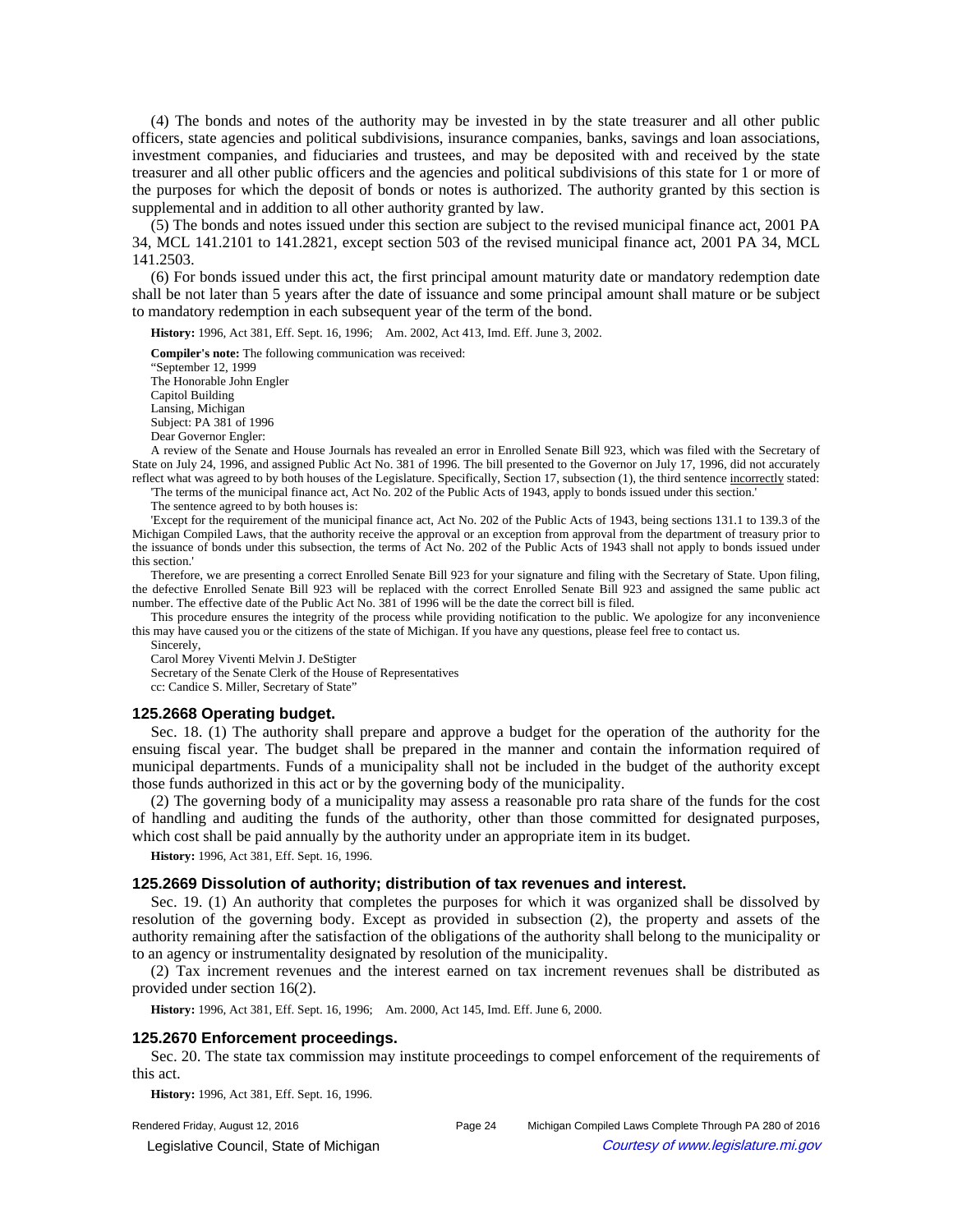(4) The bonds and notes of the authority may be invested in by the state treasurer and all other public officers, state agencies and political subdivisions, insurance companies, banks, savings and loan associations, investment companies, and fiduciaries and trustees, and may be deposited with and received by the state treasurer and all other public officers and the agencies and political subdivisions of this state for 1 or more of the purposes for which the deposit of bonds or notes is authorized. The authority granted by this section is supplemental and in addition to all other authority granted by law.

(5) The bonds and notes issued under this section are subject to the revised municipal finance act, 2001 PA 34, MCL 141.2101 to 141.2821, except section 503 of the revised municipal finance act, 2001 PA 34, MCL 141.2503.

(6) For bonds issued under this act, the first principal amount maturity date or mandatory redemption date shall be not later than 5 years after the date of issuance and some principal amount shall mature or be subject to mandatory redemption in each subsequent year of the term of the bond.

**History:** 1996, Act 381, Eff. Sept. 16, 1996;  Am. 2002, Act 413, Imd. Eff. June 3, 2002.

**Compiler's note:** The following communication was received:
"September 12, 1999
The Honorable John Engler
Capitol Building
Lansing, Michigan
Subject: PA 381 of 1996
Dear Governor Engler:

A review of the Senate and House Journals has revealed an error in Enrolled Senate Bill 923, which was filed with the Secretary of State on July 24, 1996, and assigned Public Act No. 381 of 1996. The bill presented to the Governor on July 17, 1996, did not accurately reflect what was agreed to by both houses of the Legislature. Specifically, Section 17, subsection (1), the third sentence incorrectly stated:
'The terms of the municipal finance act, Act No. 202 of the Public Acts of 1943, apply to bonds issued under this section.'

The sentence agreed to by both houses is:

'Except for the requirement of the municipal finance act, Act No. 202 of the Public Acts of 1943, being sections 131.1 to 139.3 of the Michigan Compiled Laws, that the authority receive the approval or an exception from approval from the department of treasury prior to the issuance of bonds under this subsection, the terms of Act No. 202 of the Public Acts of 1943 shall not apply to bonds issued under this section.'

Therefore, we are presenting a correct Enrolled Senate Bill 923 for your signature and filing with the Secretary of State. Upon filing, the defective Enrolled Senate Bill 923 will be replaced with the correct Enrolled Senate Bill 923 and assigned the same public act number. The effective date of the Public Act No. 381 of 1996 will be the date the correct bill is filed.

This procedure ensures the integrity of the process while providing notification to the public. We apologize for any inconvenience this may have caused you or the citizens of the state of Michigan. If you have any questions, please feel free to contact us.

Sincerely,
Carol Morey Viventi Melvin J. DeStigter
Secretary of the Senate Clerk of the House of Representatives
cc: Candice S. Miller, Secretary of State"

### 125.2668 Operating budget.

Sec. 18. (1) The authority shall prepare and approve a budget for the operation of the authority for the ensuing fiscal year. The budget shall be prepared in the manner and contain the information required of municipal departments. Funds of a municipality shall not be included in the budget of the authority except those funds authorized in this act or by the governing body of the municipality.

(2) The governing body of a municipality may assess a reasonable pro rata share of the funds for the cost of handling and auditing the funds of the authority, other than those committed for designated purposes, which cost shall be paid annually by the authority under an appropriate item in its budget.

**History:** 1996, Act 381, Eff. Sept. 16, 1996.

### 125.2669 Dissolution of authority; distribution of tax revenues and interest.

Sec. 19. (1) An authority that completes the purposes for which it was organized shall be dissolved by resolution of the governing body. Except as provided in subsection (2), the property and assets of the authority remaining after the satisfaction of the obligations of the authority shall belong to the municipality or to an agency or instrumentality designated by resolution of the municipality.

(2) Tax increment revenues and the interest earned on tax increment revenues shall be distributed as provided under section 16(2).

**History:** 1996, Act 381, Eff. Sept. 16, 1996;  Am. 2000, Act 145, Imd. Eff. June 6, 2000.

### 125.2670 Enforcement proceedings.

Sec. 20. The state tax commission may institute proceedings to compel enforcement of the requirements of this act.

**History:** 1996, Act 381, Eff. Sept. 16, 1996.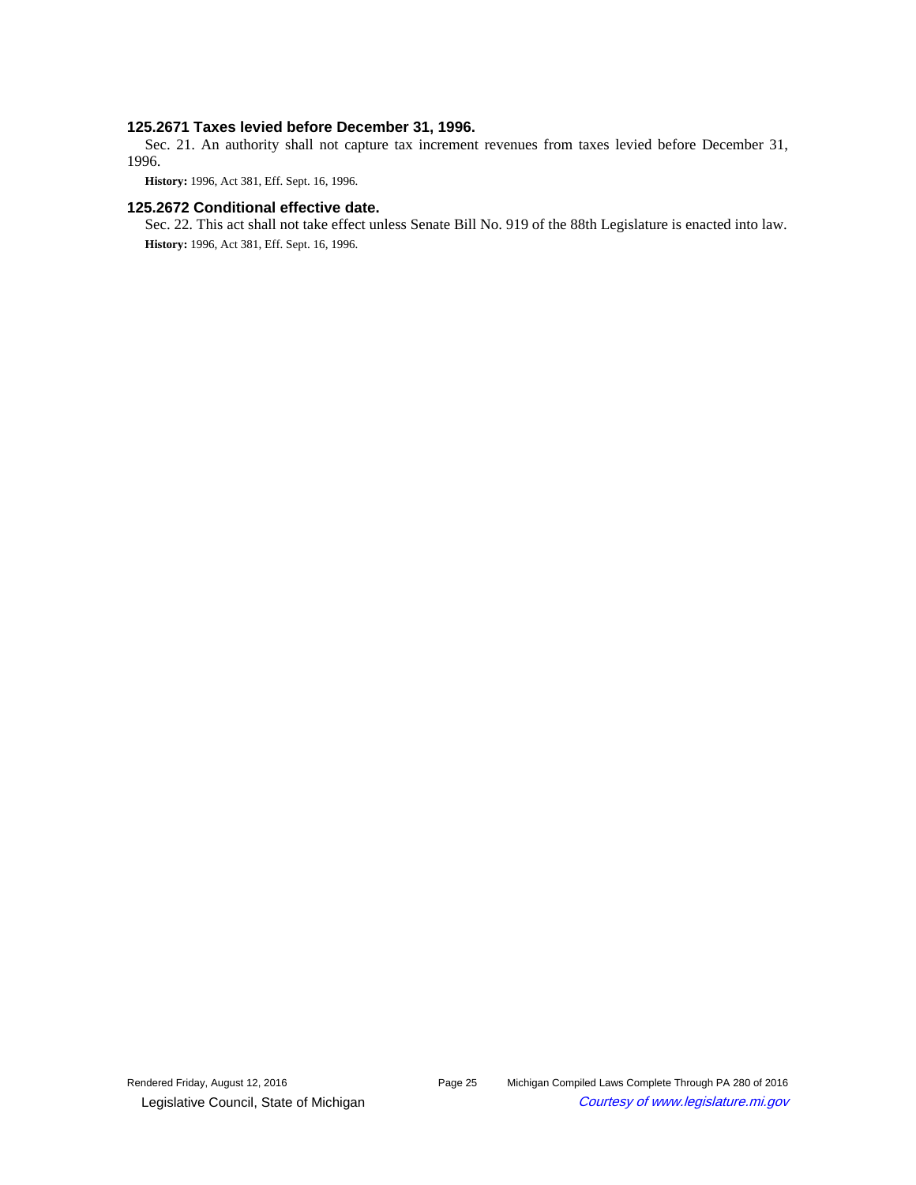### 125.2671 Taxes levied before December 31, 1996.

Sec. 21. An authority shall not capture tax increment revenues from taxes levied before December 31, 1996.

**History:** 1996, Act 381, Eff. Sept. 16, 1996.

### 125.2672 Conditional effective date.

Sec. 22. This act shall not take effect unless Senate Bill No. 919 of the 88th Legislature is enacted into law.

**History:** 1996, Act 381, Eff. Sept. 16, 1996.